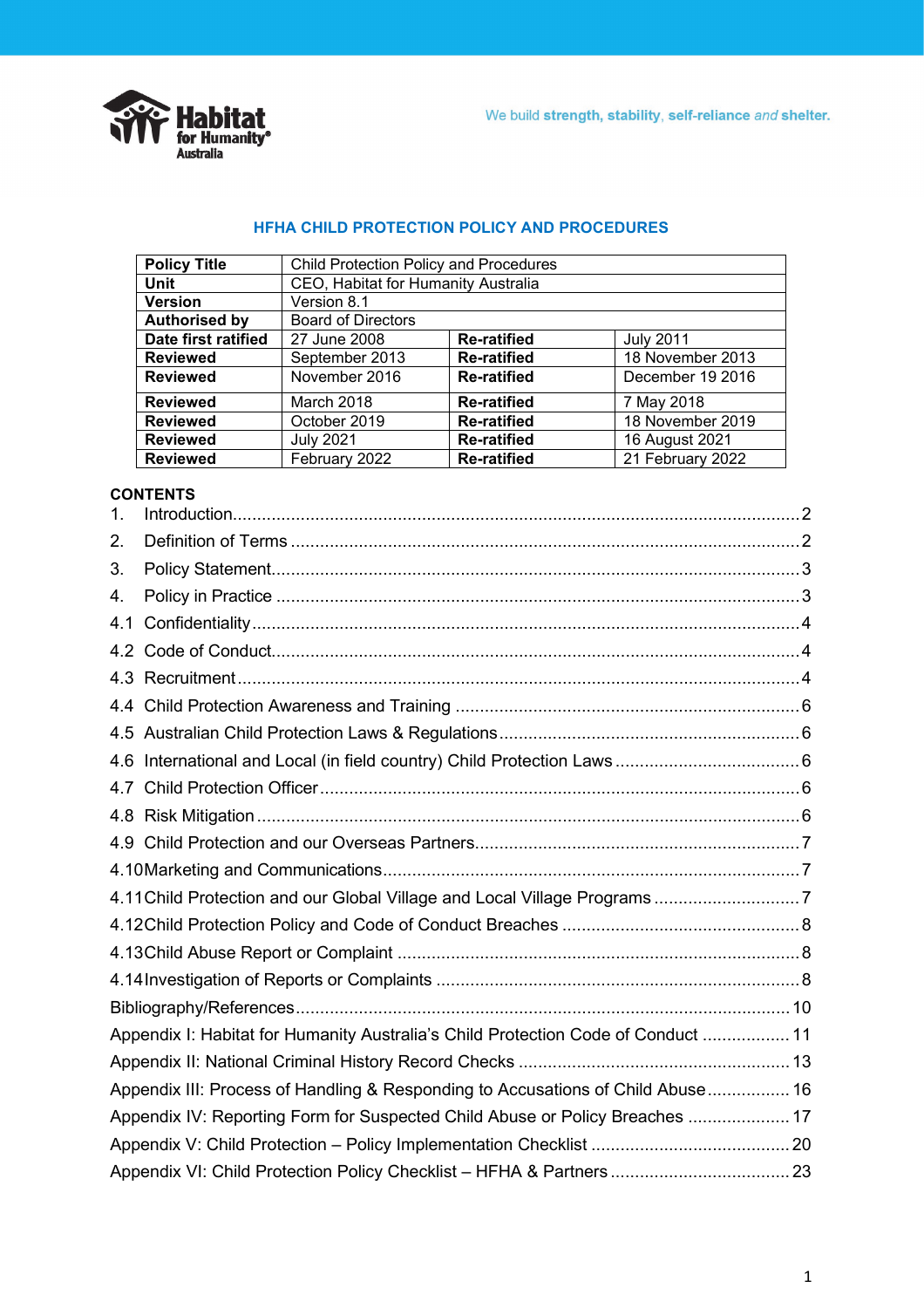We build **strength, stability, self-reliance** *and* **shelter.**

# HFHA CHILD PROTECTION POLICY AND PROCEDURES

| **Policy Title** | Child Protection Policy and Procedures | | |
|---|---|---|---|
| **Unit** | CEO, Habitat for Humanity Australia | | |
| **Version** | Version 8.1 | | |
| **Authorised by** | Board of Directors | | |
| **Date first ratified** | 27 June 2008 | **Re-ratified** | July 2011 |
| **Reviewed** | September 2013 | **Re-ratified** | 18 November 2013 |
| **Reviewed** | November 2016 | **Re-ratified** | December 19 2016 |
| **Reviewed** | March 2018 | **Re-ratified** | 7 May 2018 |
| **Reviewed** | October 2019 | **Re-ratified** | 18 November 2019 |
| **Reviewed** | July 2021 | **Re-ratified** | 16 August 2021 |
| **Reviewed** | February 2022 | **Re-ratified** | 21 February 2022 |

## CONTENTS

1. Introduction .................... 2
2. Definition of Terms .................... 2
3. Policy Statement .................... 3
4. Policy in Practice .................... 3

4.1 Confidentiality .................... 4
4.2 Code of Conduct .................... 4
4.3 Recruitment .................... 4
4.4 Child Protection Awareness and Training .................... 6
4.5 Australian Child Protection Laws & Regulations .................... 6
4.6 International and Local (in field country) Child Protection Laws .................... 6
4.7 Child Protection Officer .................... 6
4.8 Risk Mitigation .................... 6
4.9 Child Protection and our Overseas Partners .................... 7
4.10 Marketing and Communications .................... 7
4.11 Child Protection and our Global Village and Local Village Programs .................... 7
4.12 Child Protection Policy and Code of Conduct Breaches .................... 8
4.13 Child Abuse Report or Complaint .................... 8
4.14 Investigation of Reports or Complaints .................... 8

Bibliography/References .................... 10
Appendix I: Habitat for Humanity Australia's Child Protection Code of Conduct .................... 11
Appendix II: National Criminal History Record Checks .................... 13
Appendix III: Process of Handling & Responding to Accusations of Child Abuse .................... 16
Appendix IV: Reporting Form for Suspected Child Abuse or Policy Breaches .................... 17
Appendix V: Child Protection – Policy Implementation Checklist .................... 20
Appendix VI: Child Protection Policy Checklist – HFHA & Partners .................... 23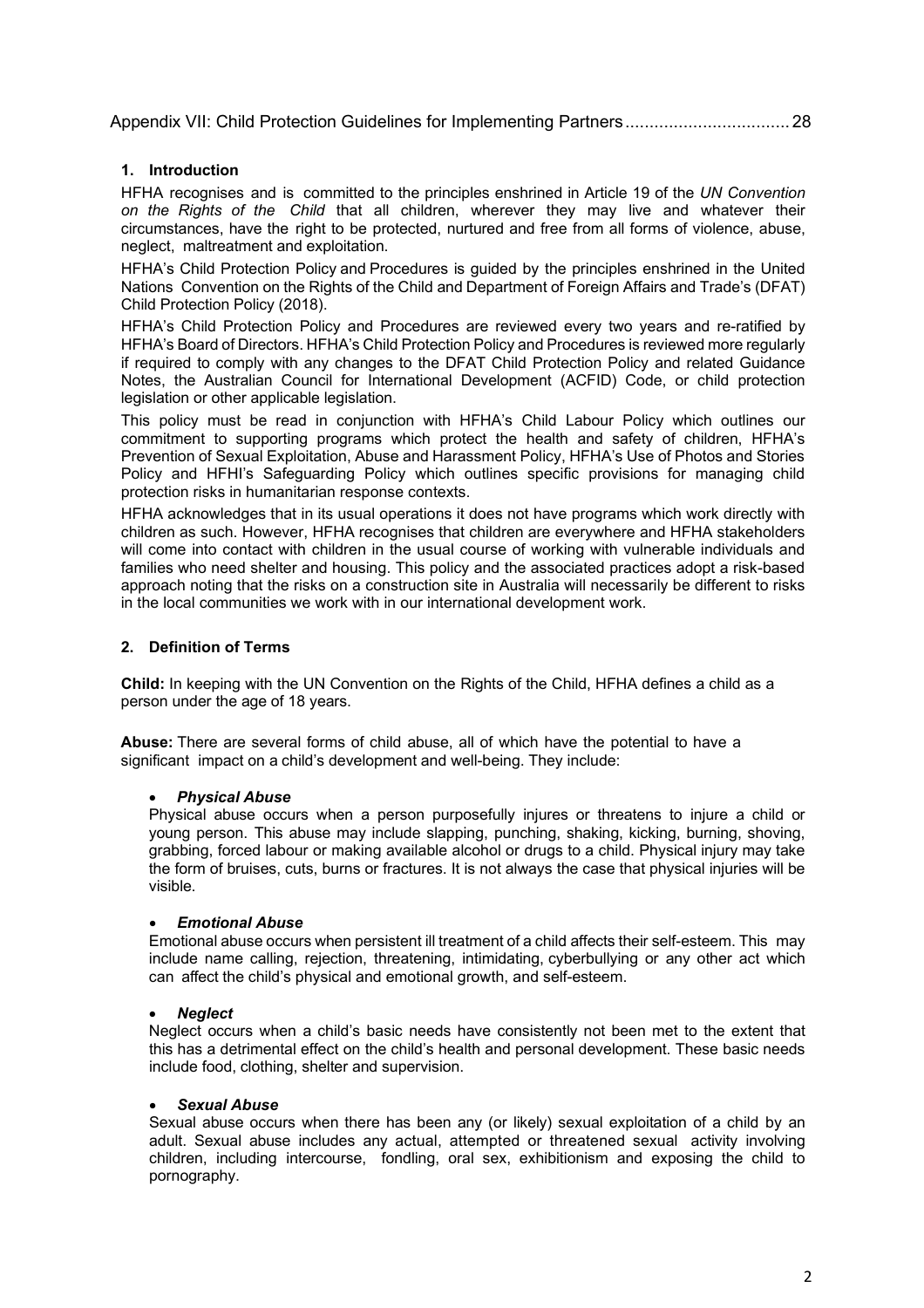Appendix VII: Child Protection Guidelines for Implementing Partners .................................. 28

## 1. Introduction

HFHA recognises and is committed to the principles enshrined in Article 19 of the *UN Convention on the Rights of the Child* that all children, wherever they may live and whatever their circumstances, have the right to be protected, nurtured and free from all forms of violence, abuse, neglect, maltreatment and exploitation.

HFHA's Child Protection Policy and Procedures is guided by the principles enshrined in the United Nations Convention on the Rights of the Child and Department of Foreign Affairs and Trade's (DFAT) Child Protection Policy (2018).

HFHA's Child Protection Policy and Procedures are reviewed every two years and re-ratified by HFHA's Board of Directors. HFHA's Child Protection Policy and Procedures is reviewed more regularly if required to comply with any changes to the DFAT Child Protection Policy and related Guidance Notes, the Australian Council for International Development (ACFID) Code, or child protection legislation or other applicable legislation.

This policy must be read in conjunction with HFHA's Child Labour Policy which outlines our commitment to supporting programs which protect the health and safety of children, HFHA's Prevention of Sexual Exploitation, Abuse and Harassment Policy, HFHA's Use of Photos and Stories Policy and HFHI's Safeguarding Policy which outlines specific provisions for managing child protection risks in humanitarian response contexts.

HFHA acknowledges that in its usual operations it does not have programs which work directly with children as such. However, HFHA recognises that children are everywhere and HFHA stakeholders will come into contact with children in the usual course of working with vulnerable individuals and families who need shelter and housing. This policy and the associated practices adopt a risk-based approach noting that the risks on a construction site in Australia will necessarily be different to risks in the local communities we work with in our international development work.

## 2. Definition of Terms

**Child:** In keeping with the UN Convention on the Rights of the Child, HFHA defines a child as a person under the age of 18 years.

**Abuse:** There are several forms of child abuse, all of which have the potential to have a significant impact on a child's development and well-being. They include:

- ***Physical Abuse***

  Physical abuse occurs when a person purposefully injures or threatens to injure a child or young person. This abuse may include slapping, punching, shaking, kicking, burning, shoving, grabbing, forced labour or making available alcohol or drugs to a child. Physical injury may take the form of bruises, cuts, burns or fractures. It is not always the case that physical injuries will be visible.

- ***Emotional Abuse***

  Emotional abuse occurs when persistent ill treatment of a child affects their self-esteem. This may include name calling, rejection, threatening, intimidating, cyberbullying or any other act which can affect the child's physical and emotional growth, and self-esteem.

- ***Neglect***

  Neglect occurs when a child's basic needs have consistently not been met to the extent that this has a detrimental effect on the child's health and personal development. These basic needs include food, clothing, shelter and supervision.

- ***Sexual Abuse***

  Sexual abuse occurs when there has been any (or likely) sexual exploitation of a child by an adult. Sexual abuse includes any actual, attempted or threatened sexual activity involving children, including intercourse, fondling, oral sex, exhibitionism and exposing the child to pornography.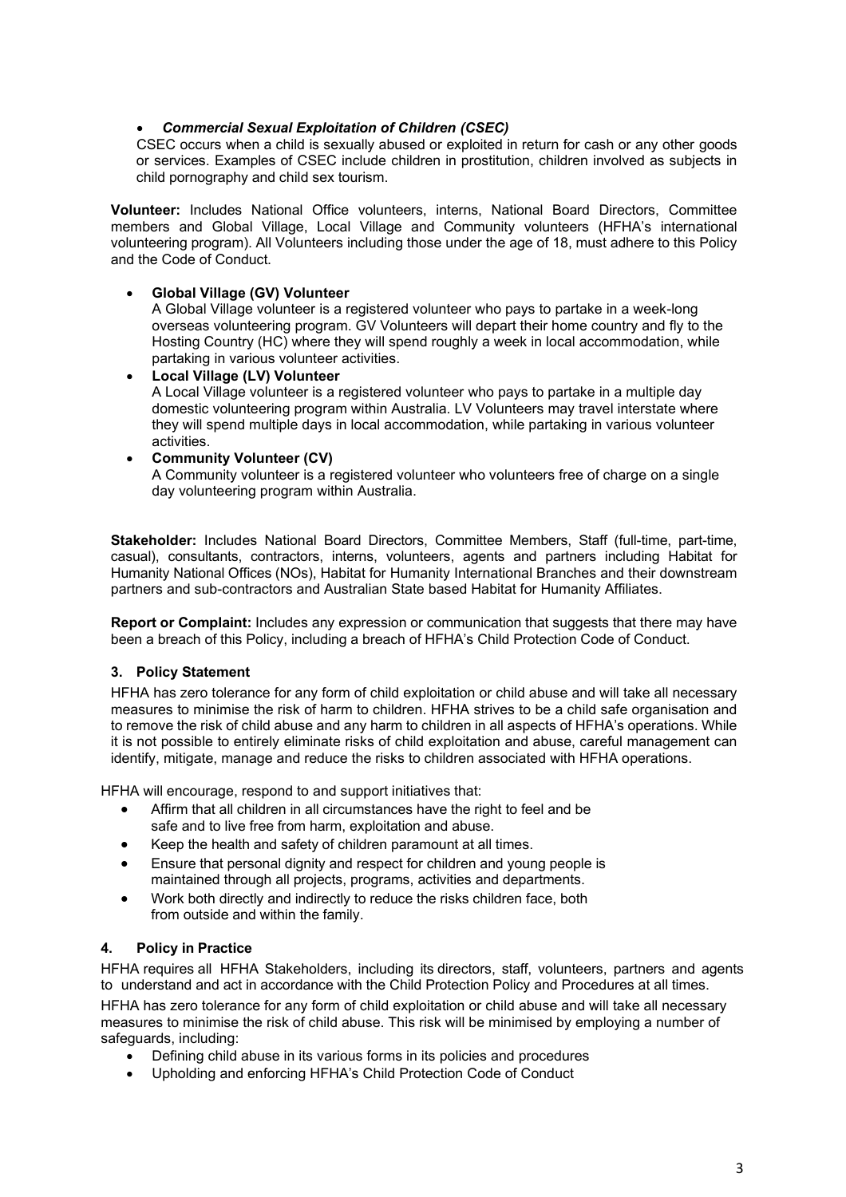- ***Commercial Sexual Exploitation of Children (CSEC)***
  CSEC occurs when a child is sexually abused or exploited in return for cash or any other goods or services. Examples of CSEC include children in prostitution, children involved as subjects in child pornography and child sex tourism.

**Volunteer:** Includes National Office volunteers, interns, National Board Directors, Committee members and Global Village, Local Village and Community volunteers (HFHA's international volunteering program). All Volunteers including those under the age of 18, must adhere to this Policy and the Code of Conduct.

- **Global Village (GV) Volunteer**
  A Global Village volunteer is a registered volunteer who pays to partake in a week-long overseas volunteering program. GV Volunteers will depart their home country and fly to the Hosting Country (HC) where they will spend roughly a week in local accommodation, while partaking in various volunteer activities.
- **Local Village (LV) Volunteer**
  A Local Village volunteer is a registered volunteer who pays to partake in a multiple day domestic volunteering program within Australia. LV Volunteers may travel interstate where they will spend multiple days in local accommodation, while partaking in various volunteer activities.
- **Community Volunteer (CV)**
  A Community volunteer is a registered volunteer who volunteers free of charge on a single day volunteering program within Australia.

**Stakeholder:** Includes National Board Directors, Committee Members, Staff (full-time, part-time, casual), consultants, contractors, interns, volunteers, agents and partners including Habitat for Humanity National Offices (NOs), Habitat for Humanity International Branches and their downstream partners and sub-contractors and Australian State based Habitat for Humanity Affiliates.

**Report or Complaint:** Includes any expression or communication that suggests that there may have been a breach of this Policy, including a breach of HFHA's Child Protection Code of Conduct.

## 3. Policy Statement

HFHA has zero tolerance for any form of child exploitation or child abuse and will take all necessary measures to minimise the risk of harm to children. HFHA strives to be a child safe organisation and to remove the risk of child abuse and any harm to children in all aspects of HFHA's operations. While it is not possible to entirely eliminate risks of child exploitation and abuse, careful management can identify, mitigate, manage and reduce the risks to children associated with HFHA operations.

HFHA will encourage, respond to and support initiatives that:

- Affirm that all children in all circumstances have the right to feel and be safe and to live free from harm, exploitation and abuse.
- Keep the health and safety of children paramount at all times.
- Ensure that personal dignity and respect for children and young people is maintained through all projects, programs, activities and departments.
- Work both directly and indirectly to reduce the risks children face, both from outside and within the family.

## 4. Policy in Practice

HFHA requires all HFHA Stakeholders, including its directors, staff, volunteers, partners and agents to understand and act in accordance with the Child Protection Policy and Procedures at all times.

HFHA has zero tolerance for any form of child exploitation or child abuse and will take all necessary measures to minimise the risk of child abuse. This risk will be minimised by employing a number of safeguards, including:

- Defining child abuse in its various forms in its policies and procedures
- Upholding and enforcing HFHA's Child Protection Code of Conduct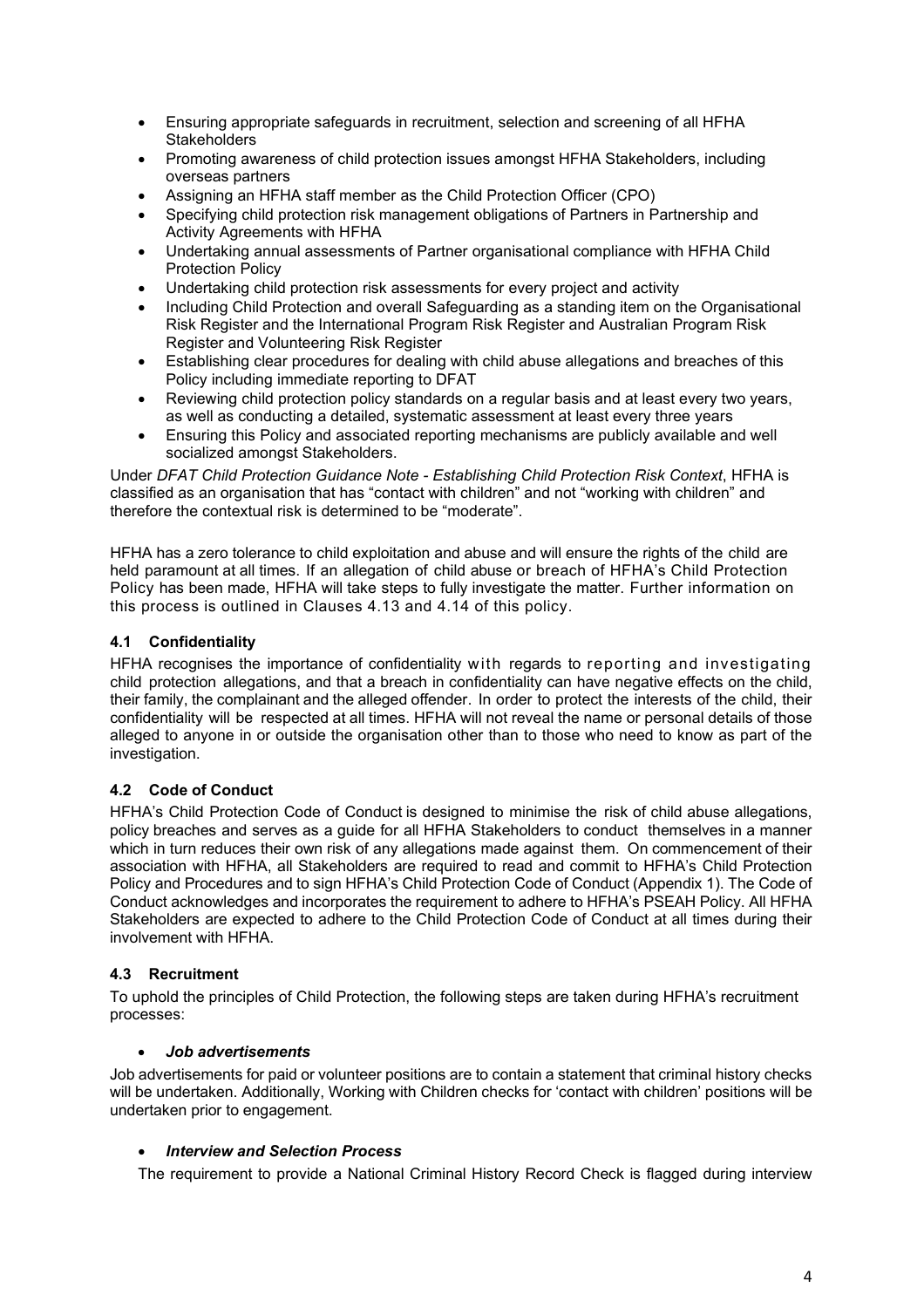- Ensuring appropriate safeguards in recruitment, selection and screening of all HFHA Stakeholders
- Promoting awareness of child protection issues amongst HFHA Stakeholders, including overseas partners
- Assigning an HFHA staff member as the Child Protection Officer (CPO)
- Specifying child protection risk management obligations of Partners in Partnership and Activity Agreements with HFHA
- Undertaking annual assessments of Partner organisational compliance with HFHA Child Protection Policy
- Undertaking child protection risk assessments for every project and activity
- Including Child Protection and overall Safeguarding as a standing item on the Organisational Risk Register and the International Program Risk Register and Australian Program Risk Register and Volunteering Risk Register
- Establishing clear procedures for dealing with child abuse allegations and breaches of this Policy including immediate reporting to DFAT
- Reviewing child protection policy standards on a regular basis and at least every two years, as well as conducting a detailed, systematic assessment at least every three years
- Ensuring this Policy and associated reporting mechanisms are publicly available and well socialized amongst Stakeholders.

Under *DFAT Child Protection Guidance Note - Establishing Child Protection Risk Context*, HFHA is classified as an organisation that has "contact with children" and not "working with children" and therefore the contextual risk is determined to be "moderate".

HFHA has a zero tolerance to child exploitation and abuse and will ensure the rights of the child are held paramount at all times. If an allegation of child abuse or breach of HFHA's Child Protection Policy has been made, HFHA will take steps to fully investigate the matter. Further information on this process is outlined in Clauses 4.13 and 4.14 of this policy.

### 4.1 Confidentiality

HFHA recognises the importance of confidentiality with regards to reporting and investigating child protection allegations, and that a breach in confidentiality can have negative effects on the child, their family, the complainant and the alleged offender. In order to protect the interests of the child, their confidentiality will be respected at all times. HFHA will not reveal the name or personal details of those alleged to anyone in or outside the organisation other than to those who need to know as part of the investigation.

### 4.2 Code of Conduct

HFHA's Child Protection Code of Conduct is designed to minimise the risk of child abuse allegations, policy breaches and serves as a guide for all HFHA Stakeholders to conduct themselves in a manner which in turn reduces their own risk of any allegations made against them. On commencement of their association with HFHA, all Stakeholders are required to read and commit to HFHA's Child Protection Policy and Procedures and to sign HFHA's Child Protection Code of Conduct (Appendix 1). The Code of Conduct acknowledges and incorporates the requirement to adhere to HFHA's PSEAH Policy. All HFHA Stakeholders are expected to adhere to the Child Protection Code of Conduct at all times during their involvement with HFHA.

### 4.3 Recruitment

To uphold the principles of Child Protection, the following steps are taken during HFHA's recruitment processes:

- ***Job advertisements***

Job advertisements for paid or volunteer positions are to contain a statement that criminal history checks will be undertaken. Additionally, Working with Children checks for 'contact with children' positions will be undertaken prior to engagement.

- ***Interview and Selection Process***

The requirement to provide a National Criminal History Record Check is flagged during interview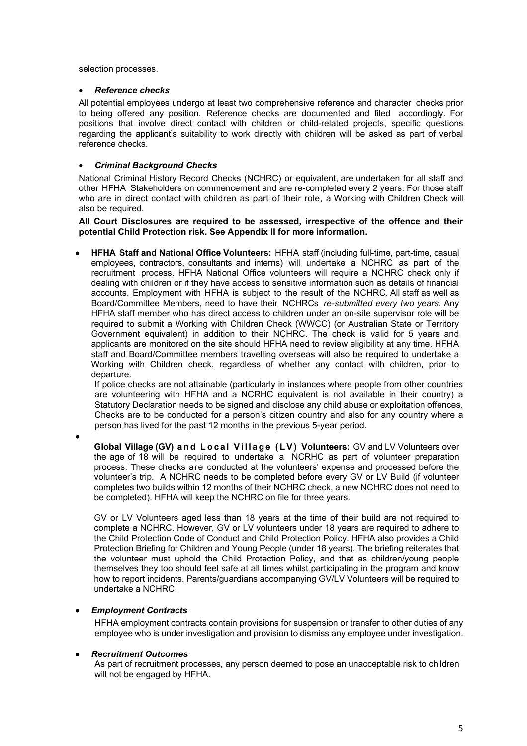selection processes.

- ***Reference checks***

All potential employees undergo at least two comprehensive reference and character checks prior to being offered any position. Reference checks are documented and filed accordingly. For positions that involve direct contact with children or child-related projects, specific questions regarding the applicant's suitability to work directly with children will be asked as part of verbal reference checks.

- ***Criminal Background Checks***

National Criminal History Record Checks (NCHRC) or equivalent, are undertaken for all staff and other HFHA Stakeholders on commencement and are re-completed every 2 years. For those staff who are in direct contact with children as part of their role, a Working with Children Check will also be required.

**All Court Disclosures are required to be assessed, irrespective of the offence and their potential Child Protection risk. See Appendix II for more information.**

- **HFHA Staff and National Office Volunteers:** HFHA staff (including full-time, part-time, casual employees, contractors, consultants and interns) will undertake a NCHRC as part of the recruitment process. HFHA National Office volunteers will require a NCHRC check only if dealing with children or if they have access to sensitive information such as details of financial accounts. Employment with HFHA is subject to the result of the NCHRC. All staff as well as Board/Committee Members, need to have their NCHRCs *re-submitted every two years.* Any HFHA staff member who has direct access to children under an on-site supervisor role will be required to submit a Working with Children Check (WWCC) (or Australian State or Territory Government equivalent) in addition to their NCHRC. The check is valid for 5 years and applicants are monitored on the site should HFHA need to review eligibility at any time. HFHA staff and Board/Committee members travelling overseas will also be required to undertake a Working with Children check, regardless of whether any contact with children, prior to departure.

  If police checks are not attainable (particularly in instances where people from other countries are volunteering with HFHA and a NCRHC equivalent is not available in their country) a Statutory Declaration needs to be signed and disclose any child abuse or exploitation offences. Checks are to be conducted for a person's citizen country and also for any country where a person has lived for the past 12 months in the previous 5-year period.

- **Global Village (GV) and Local Village (LV) Volunteers:** GV and LV Volunteers over the age of 18 will be required to undertake a NCRHC as part of volunteer preparation process. These checks are conducted at the volunteers' expense and processed before the volunteer's trip. A NCHRC needs to be completed before every GV or LV Build (if volunteer completes two builds within 12 months of their NCHRC check, a new NCHRC does not need to be completed). HFHA will keep the NCHRC on file for three years.

  GV or LV Volunteers aged less than 18 years at the time of their build are not required to complete a NCHRC. However, GV or LV volunteers under 18 years are required to adhere to the Child Protection Code of Conduct and Child Protection Policy. HFHA also provides a Child Protection Briefing for Children and Young People (under 18 years). The briefing reiterates that the volunteer must uphold the Child Protection Policy, and that as children/young people themselves they too should feel safe at all times whilst participating in the program and know how to report incidents. Parents/guardians accompanying GV/LV Volunteers will be required to undertake a NCHRC.

- ***Employment Contracts***

  HFHA employment contracts contain provisions for suspension or transfer to other duties of any employee who is under investigation and provision to dismiss any employee under investigation.

- ***Recruitment Outcomes***

  As part of recruitment processes, any person deemed to pose an unacceptable risk to children will not be engaged by HFHA.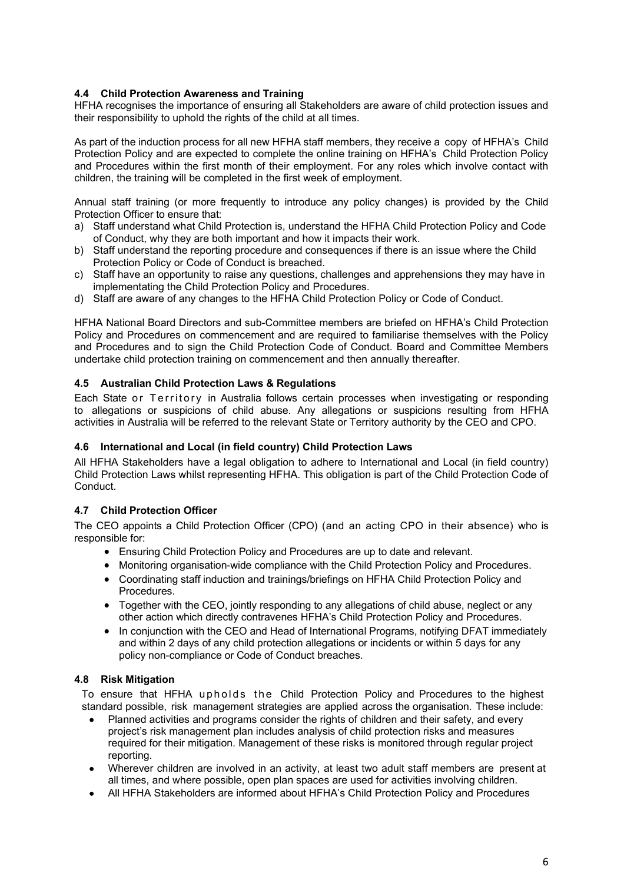### 4.4 Child Protection Awareness and Training

HFHA recognises the importance of ensuring all Stakeholders are aware of child protection issues and their responsibility to uphold the rights of the child at all times.

As part of the induction process for all new HFHA staff members, they receive a copy of HFHA's Child Protection Policy and are expected to complete the online training on HFHA's Child Protection Policy and Procedures within the first month of their employment. For any roles which involve contact with children, the training will be completed in the first week of employment.

Annual staff training (or more frequently to introduce any policy changes) is provided by the Child Protection Officer to ensure that:

a) Staff understand what Child Protection is, understand the HFHA Child Protection Policy and Code of Conduct, why they are both important and how it impacts their work.
b) Staff understand the reporting procedure and consequences if there is an issue where the Child Protection Policy or Code of Conduct is breached.
c) Staff have an opportunity to raise any questions, challenges and apprehensions they may have in implementating the Child Protection Policy and Procedures.
d) Staff are aware of any changes to the HFHA Child Protection Policy or Code of Conduct.

HFHA National Board Directors and sub-Committee members are briefed on HFHA's Child Protection Policy and Procedures on commencement and are required to familiarise themselves with the Policy and Procedures and to sign the Child Protection Code of Conduct. Board and Committee Members undertake child protection training on commencement and then annually thereafter.

### 4.5 Australian Child Protection Laws & Regulations

Each State or Territory in Australia follows certain processes when investigating or responding to allegations or suspicions of child abuse. Any allegations or suspicions resulting from HFHA activities in Australia will be referred to the relevant State or Territory authority by the CEO and CPO.

### 4.6 International and Local (in field country) Child Protection Laws

All HFHA Stakeholders have a legal obligation to adhere to International and Local (in field country) Child Protection Laws whilst representing HFHA. This obligation is part of the Child Protection Code of Conduct.

### 4.7 Child Protection Officer

The CEO appoints a Child Protection Officer (CPO) (and an acting CPO in their absence) who is responsible for:

- Ensuring Child Protection Policy and Procedures are up to date and relevant.
- Monitoring organisation-wide compliance with the Child Protection Policy and Procedures.
- Coordinating staff induction and trainings/briefings on HFHA Child Protection Policy and Procedures.
- Together with the CEO, jointly responding to any allegations of child abuse, neglect or any other action which directly contravenes HFHA's Child Protection Policy and Procedures.
- In conjunction with the CEO and Head of International Programs, notifying DFAT immediately and within 2 days of any child protection allegations or incidents or within 5 days for any policy non-compliance or Code of Conduct breaches.

### 4.8 Risk Mitigation

To ensure that HFHA upholds the Child Protection Policy and Procedures to the highest standard possible, risk management strategies are applied across the organisation. These include:

- Planned activities and programs consider the rights of children and their safety, and every project's risk management plan includes analysis of child protection risks and measures required for their mitigation. Management of these risks is monitored through regular project reporting.
- Wherever children are involved in an activity, at least two adult staff members are present at all times, and where possible, open plan spaces are used for activities involving children.
- All HFHA Stakeholders are informed about HFHA's Child Protection Policy and Procedures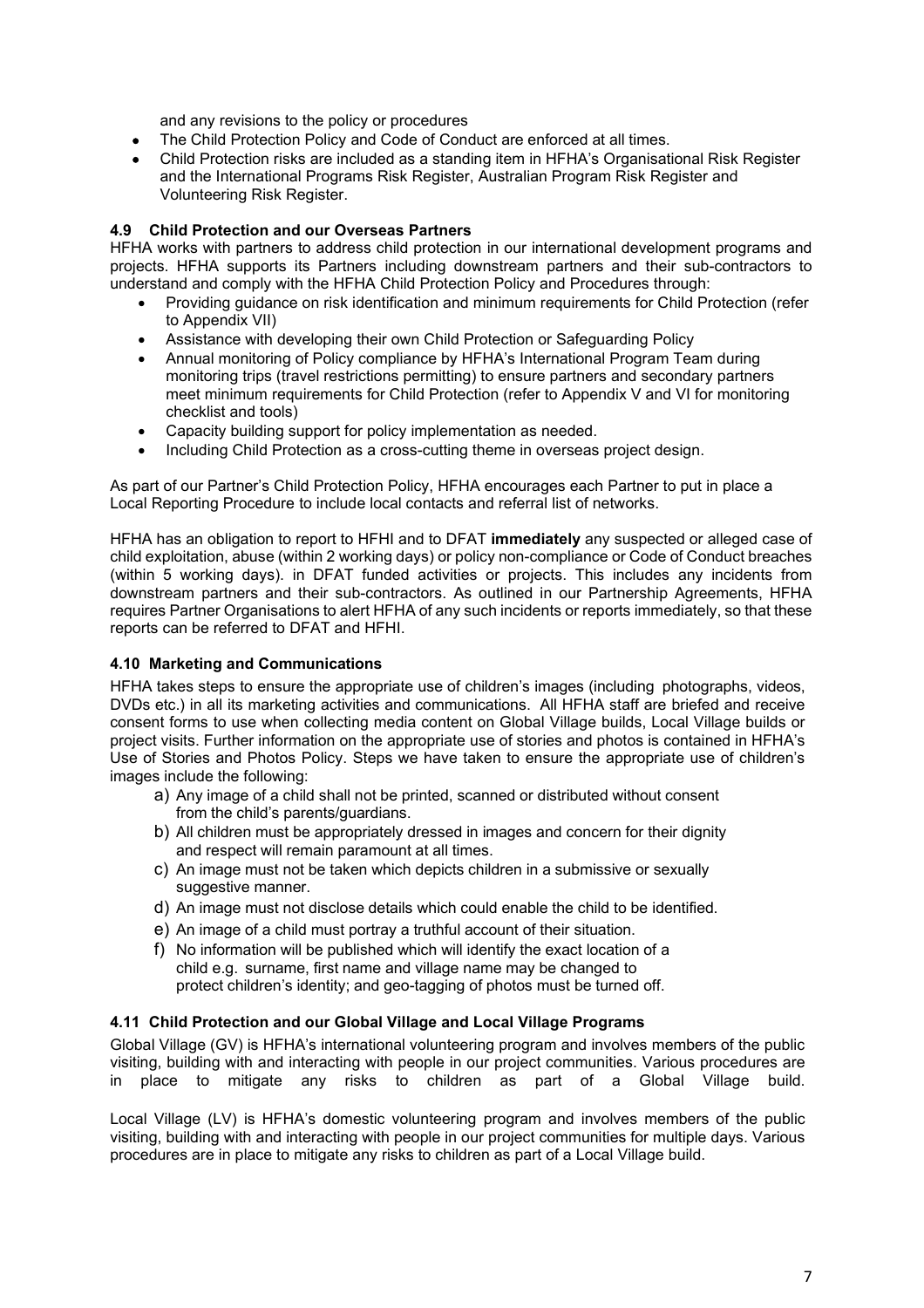and any revisions to the policy or procedures

- The Child Protection Policy and Code of Conduct are enforced at all times.
- Child Protection risks are included as a standing item in HFHA's Organisational Risk Register and the International Programs Risk Register, Australian Program Risk Register and Volunteering Risk Register.

### 4.9 Child Protection and our Overseas Partners

HFHA works with partners to address child protection in our international development programs and projects. HFHA supports its Partners including downstream partners and their sub-contractors to understand and comply with the HFHA Child Protection Policy and Procedures through:

- Providing guidance on risk identification and minimum requirements for Child Protection (refer to Appendix VII)
- Assistance with developing their own Child Protection or Safeguarding Policy
- Annual monitoring of Policy compliance by HFHA's International Program Team during monitoring trips (travel restrictions permitting) to ensure partners and secondary partners meet minimum requirements for Child Protection (refer to Appendix V and VI for monitoring checklist and tools)
- Capacity building support for policy implementation as needed.
- Including Child Protection as a cross-cutting theme in overseas project design.

As part of our Partner's Child Protection Policy, HFHA encourages each Partner to put in place a Local Reporting Procedure to include local contacts and referral list of networks.

HFHA has an obligation to report to HFHI and to DFAT **immediately** any suspected or alleged case of child exploitation, abuse (within 2 working days) or policy non-compliance or Code of Conduct breaches (within 5 working days). in DFAT funded activities or projects. This includes any incidents from downstream partners and their sub-contractors. As outlined in our Partnership Agreements, HFHA requires Partner Organisations to alert HFHA of any such incidents or reports immediately, so that these reports can be referred to DFAT and HFHI.

### 4.10 Marketing and Communications

HFHA takes steps to ensure the appropriate use of children's images (including photographs, videos, DVDs etc.) in all its marketing activities and communications. All HFHA staff are briefed and receive consent forms to use when collecting media content on Global Village builds, Local Village builds or project visits. Further information on the appropriate use of stories and photos is contained in HFHA's Use of Stories and Photos Policy. Steps we have taken to ensure the appropriate use of children's images include the following:

a) Any image of a child shall not be printed, scanned or distributed without consent from the child's parents/guardians.
b) All children must be appropriately dressed in images and concern for their dignity and respect will remain paramount at all times.
c) An image must not be taken which depicts children in a submissive or sexually suggestive manner.
d) An image must not disclose details which could enable the child to be identified.
e) An image of a child must portray a truthful account of their situation.
f) No information will be published which will identify the exact location of a child e.g. surname, first name and village name may be changed to protect children's identity; and geo-tagging of photos must be turned off.

### 4.11 Child Protection and our Global Village and Local Village Programs

Global Village (GV) is HFHA's international volunteering program and involves members of the public visiting, building with and interacting with people in our project communities. Various procedures are in place to mitigate any risks to children as part of a Global Village build.

Local Village (LV) is HFHA's domestic volunteering program and involves members of the public visiting, building with and interacting with people in our project communities for multiple days. Various procedures are in place to mitigate any risks to children as part of a Local Village build.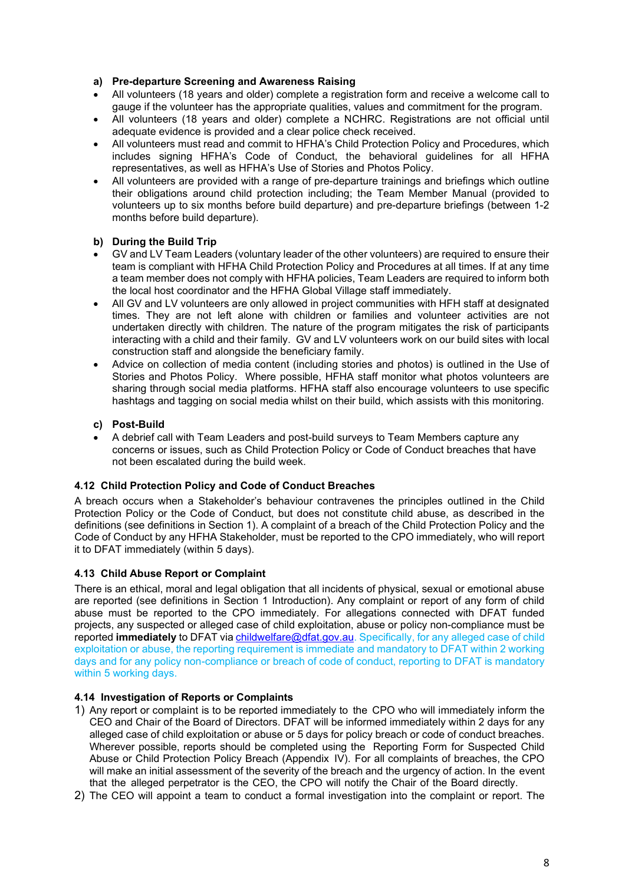**a) Pre-departure Screening and Awareness Raising**

- All volunteers (18 years and older) complete a registration form and receive a welcome call to gauge if the volunteer has the appropriate qualities, values and commitment for the program.
- All volunteers (18 years and older) complete a NCHRC. Registrations are not official until adequate evidence is provided and a clear police check received.
- All volunteers must read and commit to HFHA's Child Protection Policy and Procedures, which includes signing HFHA's Code of Conduct, the behavioral guidelines for all HFHA representatives, as well as HFHA's Use of Stories and Photos Policy.
- All volunteers are provided with a range of pre-departure trainings and briefings which outline their obligations around child protection including; the Team Member Manual (provided to volunteers up to six months before build departure) and pre-departure briefings (between 1-2 months before build departure).

**b) During the Build Trip**

- GV and LV Team Leaders (voluntary leader of the other volunteers) are required to ensure their team is compliant with HFHA Child Protection Policy and Procedures at all times. If at any time a team member does not comply with HFHA policies, Team Leaders are required to inform both the local host coordinator and the HFHA Global Village staff immediately.
- All GV and LV volunteers are only allowed in project communities with HFH staff at designated times. They are not left alone with children or families and volunteer activities are not undertaken directly with children. The nature of the program mitigates the risk of participants interacting with a child and their family. GV and LV volunteers work on our build sites with local construction staff and alongside the beneficiary family.
- Advice on collection of media content (including stories and photos) is outlined in the Use of Stories and Photos Policy. Where possible, HFHA staff monitor what photos volunteers are sharing through social media platforms. HFHA staff also encourage volunteers to use specific hashtags and tagging on social media whilst on their build, which assists with this monitoring.

**c) Post-Build**

- A debrief call with Team Leaders and post-build surveys to Team Members capture any concerns or issues, such as Child Protection Policy or Code of Conduct breaches that have not been escalated during the build week.

### 4.12 Child Protection Policy and Code of Conduct Breaches

A breach occurs when a Stakeholder's behaviour contravenes the principles outlined in the Child Protection Policy or the Code of Conduct, but does not constitute child abuse, as described in the definitions (see definitions in Section 1). A complaint of a breach of the Child Protection Policy and the Code of Conduct by any HFHA Stakeholder, must be reported to the CPO immediately, who will report it to DFAT immediately (within 5 days).

### 4.13 Child Abuse Report or Complaint

There is an ethical, moral and legal obligation that all incidents of physical, sexual or emotional abuse are reported (see definitions in Section 1 Introduction). Any complaint or report of any form of child abuse must be reported to the CPO immediately. For allegations connected with DFAT funded projects, any suspected or alleged case of child exploitation, abuse or policy non-compliance must be reported **immediately** to DFAT via childwelfare@dfat.gov.au. Specifically, for any alleged case of child exploitation or abuse, the reporting requirement is immediate and mandatory to DFAT within 2 working days and for any policy non-compliance or breach of code of conduct, reporting to DFAT is mandatory within 5 working days.

### 4.14 Investigation of Reports or Complaints

1) Any report or complaint is to be reported immediately to the CPO who will immediately inform the CEO and Chair of the Board of Directors. DFAT will be informed immediately within 2 days for any alleged case of child exploitation or abuse or 5 days for policy breach or code of conduct breaches. Wherever possible, reports should be completed using the Reporting Form for Suspected Child Abuse or Child Protection Policy Breach (Appendix IV). For all complaints of breaches, the CPO will make an initial assessment of the severity of the breach and the urgency of action. In the event that the alleged perpetrator is the CEO, the CPO will notify the Chair of the Board directly.
2) The CEO will appoint a team to conduct a formal investigation into the complaint or report. The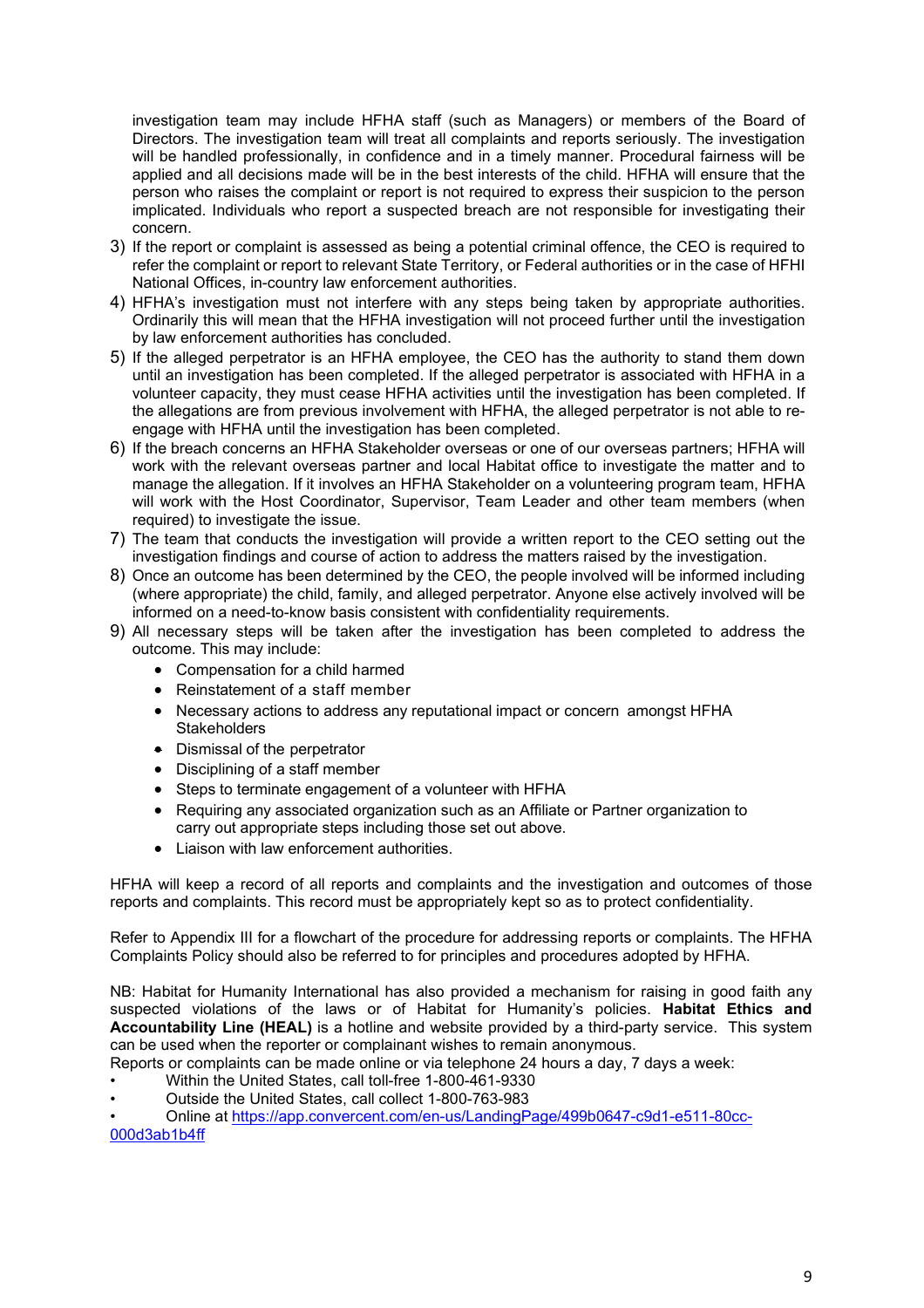investigation team may include HFHA staff (such as Managers) or members of the Board of Directors. The investigation team will treat all complaints and reports seriously. The investigation will be handled professionally, in confidence and in a timely manner. Procedural fairness will be applied and all decisions made will be in the best interests of the child. HFHA will ensure that the person who raises the complaint or report is not required to express their suspicion to the person implicated. Individuals who report a suspected breach are not responsible for investigating their concern.

3) If the report or complaint is assessed as being a potential criminal offence, the CEO is required to refer the complaint or report to relevant State Territory, or Federal authorities or in the case of HFHI National Offices, in-country law enforcement authorities.
4) HFHA's investigation must not interfere with any steps being taken by appropriate authorities. Ordinarily this will mean that the HFHA investigation will not proceed further until the investigation by law enforcement authorities has concluded.
5) If the alleged perpetrator is an HFHA employee, the CEO has the authority to stand them down until an investigation has been completed. If the alleged perpetrator is associated with HFHA in a volunteer capacity, they must cease HFHA activities until the investigation has been completed. If the allegations are from previous involvement with HFHA, the alleged perpetrator is not able to re-engage with HFHA until the investigation has been completed.
6) If the breach concerns an HFHA Stakeholder overseas or one of our overseas partners; HFHA will work with the relevant overseas partner and local Habitat office to investigate the matter and to manage the allegation. If it involves an HFHA Stakeholder on a volunteering program team, HFHA will work with the Host Coordinator, Supervisor, Team Leader and other team members (when required) to investigate the issue.
7) The team that conducts the investigation will provide a written report to the CEO setting out the investigation findings and course of action to address the matters raised by the investigation.
8) Once an outcome has been determined by the CEO, the people involved will be informed including (where appropriate) the child, family, and alleged perpetrator. Anyone else actively involved will be informed on a need-to-know basis consistent with confidentiality requirements.
9) All necessary steps will be taken after the investigation has been completed to address the outcome. This may include:
   - Compensation for a child harmed
   - Reinstatement of a staff member
   - Necessary actions to address any reputational impact or concern amongst HFHA Stakeholders
   - Dismissal of the perpetrator
   - Disciplining of a staff member
   - Steps to terminate engagement of a volunteer with HFHA
   - Requiring any associated organization such as an Affiliate or Partner organization to carry out appropriate steps including those set out above.
   - Liaison with law enforcement authorities.

HFHA will keep a record of all reports and complaints and the investigation and outcomes of those reports and complaints. This record must be appropriately kept so as to protect confidentiality.

Refer to Appendix III for a flowchart of the procedure for addressing reports or complaints. The HFHA Complaints Policy should also be referred to for principles and procedures adopted by HFHA.

NB: Habitat for Humanity International has also provided a mechanism for raising in good faith any suspected violations of the laws or of Habitat for Humanity's policies. **Habitat Ethics and Accountability Line (HEAL)** is a hotline and website provided by a third-party service. This system can be used when the reporter or complainant wishes to remain anonymous.

Reports or complaints can be made online or via telephone 24 hours a day, 7 days a week:

- Within the United States, call toll-free 1-800-461-9330
- Outside the United States, call collect 1-800-763-983
- Online at https://app.convercent.com/en-us/LandingPage/499b0647-c9d1-e511-80cc-000d3ab1b4ff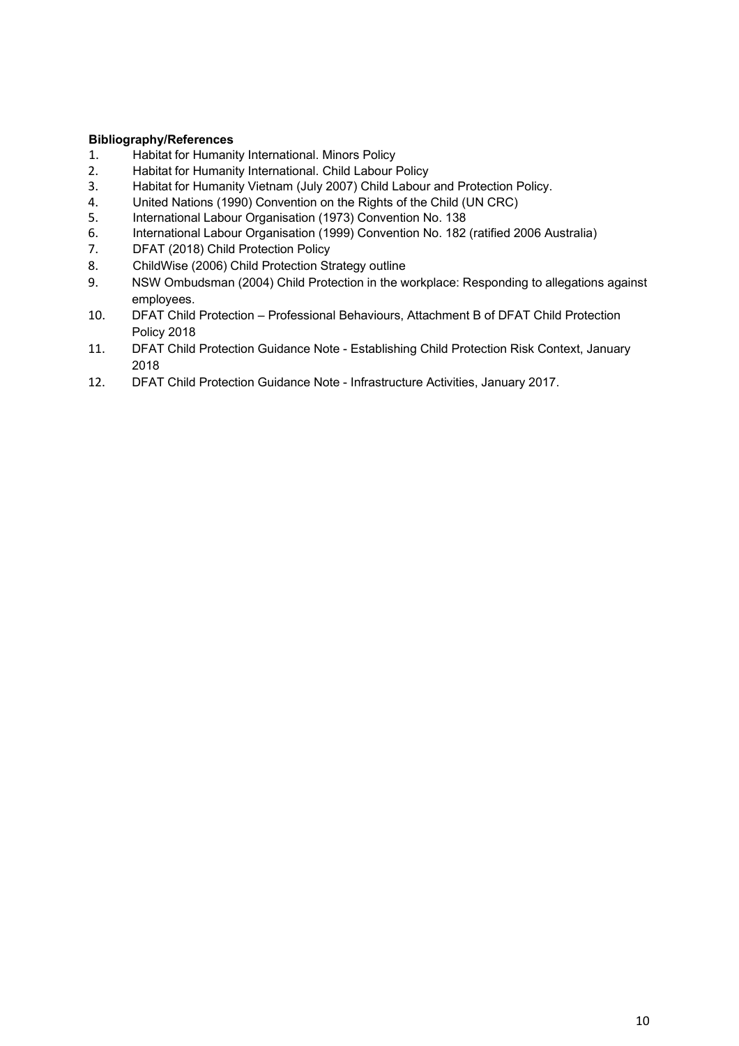**Bibliography/References**

1. Habitat for Humanity International. Minors Policy
2. Habitat for Humanity International. Child Labour Policy
3. Habitat for Humanity Vietnam (July 2007) Child Labour and Protection Policy.
4. United Nations (1990) Convention on the Rights of the Child (UN CRC)
5. International Labour Organisation (1973) Convention No. 138
6. International Labour Organisation (1999) Convention No. 182 (ratified 2006 Australia)
7. DFAT (2018) Child Protection Policy
8. ChildWise (2006) Child Protection Strategy outline
9. NSW Ombudsman (2004) Child Protection in the workplace: Responding to allegations against employees.
10. DFAT Child Protection – Professional Behaviours, Attachment B of DFAT Child Protection Policy 2018
11. DFAT Child Protection Guidance Note - Establishing Child Protection Risk Context, January 2018
12. DFAT Child Protection Guidance Note - Infrastructure Activities, January 2017.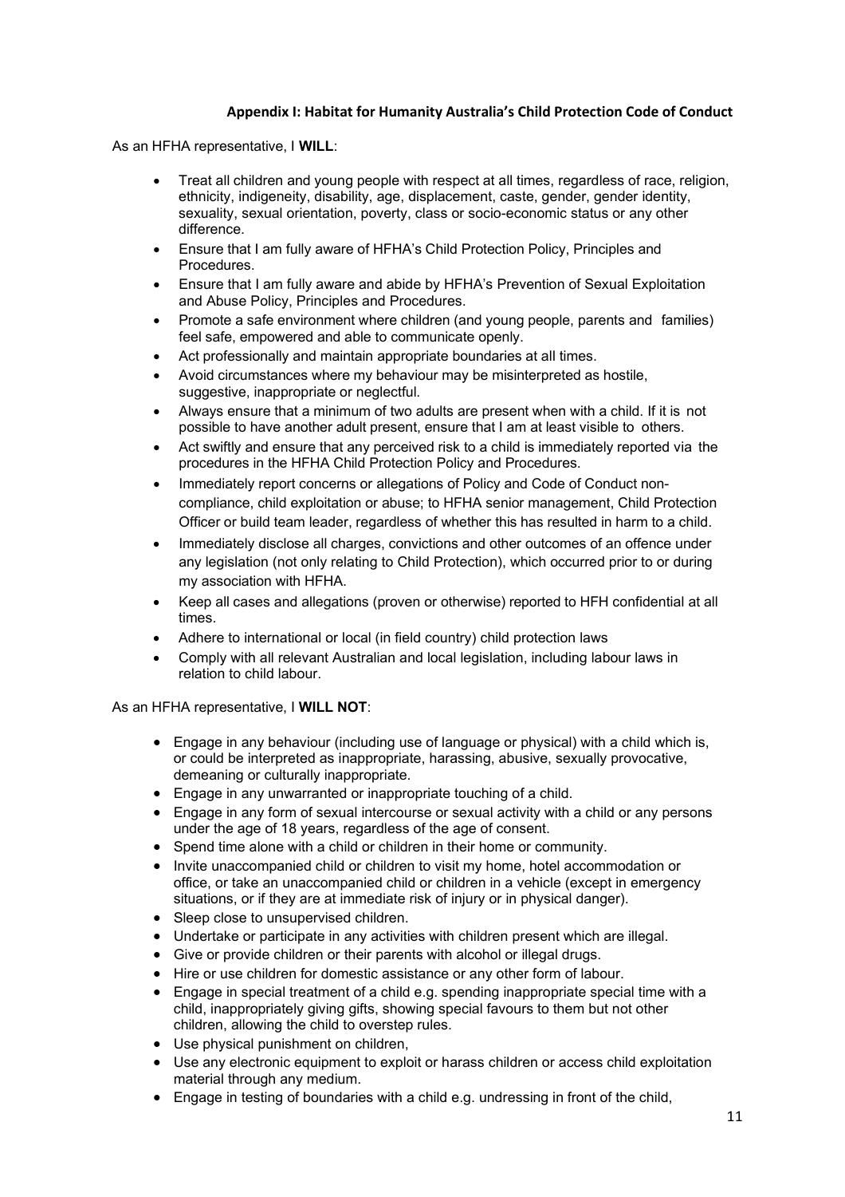### Appendix I: Habitat for Humanity Australia's Child Protection Code of Conduct

As an HFHA representative, I **WILL**:

- Treat all children and young people with respect at all times, regardless of race, religion, ethnicity, indigeneity, disability, age, displacement, caste, gender, gender identity, sexuality, sexual orientation, poverty, class or socio-economic status or any other difference.
- Ensure that I am fully aware of HFHA's Child Protection Policy, Principles and Procedures.
- Ensure that I am fully aware and abide by HFHA's Prevention of Sexual Exploitation and Abuse Policy, Principles and Procedures.
- Promote a safe environment where children (and young people, parents and families) feel safe, empowered and able to communicate openly.
- Act professionally and maintain appropriate boundaries at all times.
- Avoid circumstances where my behaviour may be misinterpreted as hostile, suggestive, inappropriate or neglectful.
- Always ensure that a minimum of two adults are present when with a child. If it is not possible to have another adult present, ensure that I am at least visible to others.
- Act swiftly and ensure that any perceived risk to a child is immediately reported via the procedures in the HFHA Child Protection Policy and Procedures.
- Immediately report concerns or allegations of Policy and Code of Conduct non-compliance, child exploitation or abuse; to HFHA senior management, Child Protection Officer or build team leader, regardless of whether this has resulted in harm to a child.
- Immediately disclose all charges, convictions and other outcomes of an offence under any legislation (not only relating to Child Protection), which occurred prior to or during my association with HFHA.
- Keep all cases and allegations (proven or otherwise) reported to HFH confidential at all times.
- Adhere to international or local (in field country) child protection laws
- Comply with all relevant Australian and local legislation, including labour laws in relation to child labour.

As an HFHA representative, I **WILL NOT**:

- Engage in any behaviour (including use of language or physical) with a child which is, or could be interpreted as inappropriate, harassing, abusive, sexually provocative, demeaning or culturally inappropriate.
- Engage in any unwarranted or inappropriate touching of a child.
- Engage in any form of sexual intercourse or sexual activity with a child or any persons under the age of 18 years, regardless of the age of consent.
- Spend time alone with a child or children in their home or community.
- Invite unaccompanied child or children to visit my home, hotel accommodation or office, or take an unaccompanied child or children in a vehicle (except in emergency situations, or if they are at immediate risk of injury or in physical danger).
- Sleep close to unsupervised children.
- Undertake or participate in any activities with children present which are illegal.
- Give or provide children or their parents with alcohol or illegal drugs.
- Hire or use children for domestic assistance or any other form of labour.
- Engage in special treatment of a child e.g. spending inappropriate special time with a child, inappropriately giving gifts, showing special favours to them but not other children, allowing the child to overstep rules.
- Use physical punishment on children,
- Use any electronic equipment to exploit or harass children or access child exploitation material through any medium.
- Engage in testing of boundaries with a child e.g. undressing in front of the child,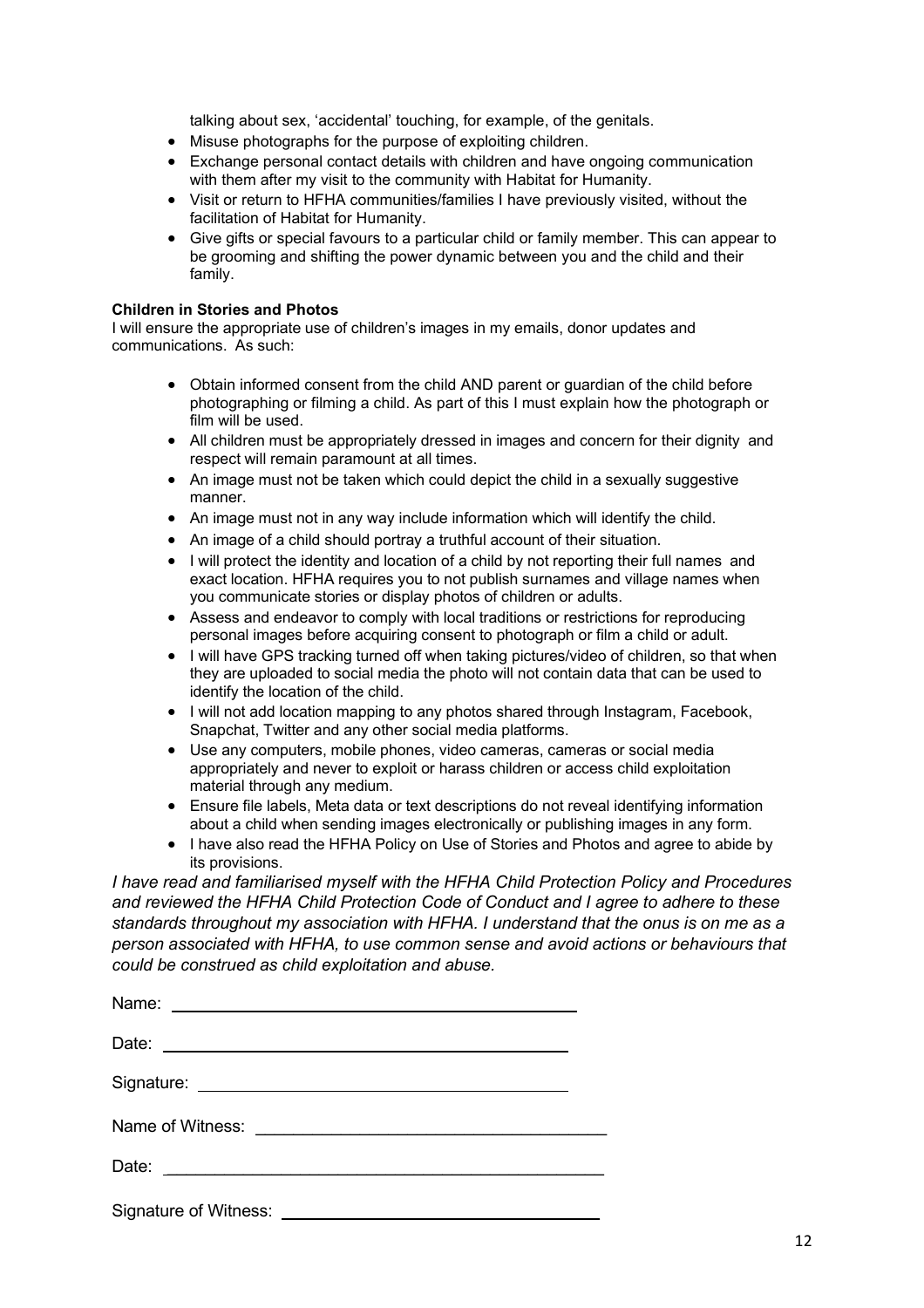talking about sex, 'accidental' touching, for example, of the genitals.

- Misuse photographs for the purpose of exploiting children.
- Exchange personal contact details with children and have ongoing communication with them after my visit to the community with Habitat for Humanity.
- Visit or return to HFHA communities/families I have previously visited, without the facilitation of Habitat for Humanity.
- Give gifts or special favours to a particular child or family member. This can appear to be grooming and shifting the power dynamic between you and the child and their family.

**Children in Stories and Photos**

I will ensure the appropriate use of children's images in my emails, donor updates and communications. As such:

- Obtain informed consent from the child AND parent or guardian of the child before photographing or filming a child. As part of this I must explain how the photograph or film will be used.
- All children must be appropriately dressed in images and concern for their dignity and respect will remain paramount at all times.
- An image must not be taken which could depict the child in a sexually suggestive manner.
- An image must not in any way include information which will identify the child.
- An image of a child should portray a truthful account of their situation.
- I will protect the identity and location of a child by not reporting their full names and exact location. HFHA requires you to not publish surnames and village names when you communicate stories or display photos of children or adults.
- Assess and endeavor to comply with local traditions or restrictions for reproducing personal images before acquiring consent to photograph or film a child or adult.
- I will have GPS tracking turned off when taking pictures/video of children, so that when they are uploaded to social media the photo will not contain data that can be used to identify the location of the child.
- I will not add location mapping to any photos shared through Instagram, Facebook, Snapchat, Twitter and any other social media platforms.
- Use any computers, mobile phones, video cameras, cameras or social media appropriately and never to exploit or harass children or access child exploitation material through any medium.
- Ensure file labels, Meta data or text descriptions do not reveal identifying information about a child when sending images electronically or publishing images in any form.
- I have also read the HFHA Policy on Use of Stories and Photos and agree to abide by its provisions.

*I have read and familiarised myself with the HFHA Child Protection Policy and Procedures and reviewed the HFHA Child Protection Code of Conduct and I agree to adhere to these standards throughout my association with HFHA. I understand that the onus is on me as a person associated with HFHA, to use common sense and avoid actions or behaviours that could be construed as child exploitation and abuse.*

Name: ______________________________

Date: ______________________________

Signature: ______________________________

Name of Witness: ______________________________

Date: ______________________________

Signature of Witness: ______________________________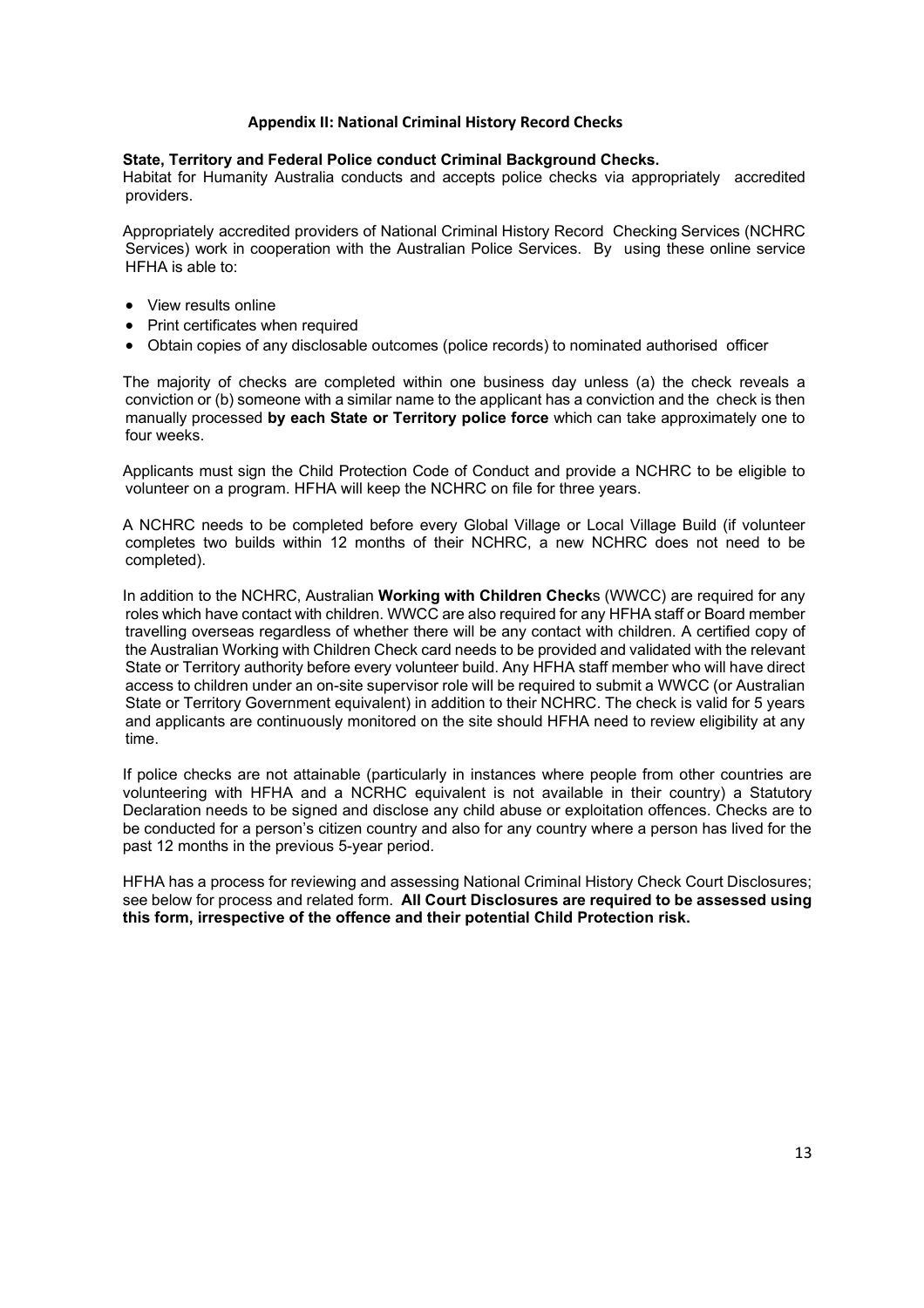## Appendix II: National Criminal History Record Checks

**State, Territory and Federal Police conduct Criminal Background Checks.**
Habitat for Humanity Australia conducts and accepts police checks via appropriately accredited providers.

Appropriately accredited providers of National Criminal History Record Checking Services (NCHRC Services) work in cooperation with the Australian Police Services. By using these online service HFHA is able to:

- View results online
- Print certificates when required
- Obtain copies of any disclosable outcomes (police records) to nominated authorised officer

The majority of checks are completed within one business day unless (a) the check reveals a conviction or (b) someone with a similar name to the applicant has a conviction and the check is then manually processed **by each State or Territory police force** which can take approximately one to four weeks.

Applicants must sign the Child Protection Code of Conduct and provide a NCHRC to be eligible to volunteer on a program. HFHA will keep the NCHRC on file for three years.

A NCHRC needs to be completed before every Global Village or Local Village Build (if volunteer completes two builds within 12 months of their NCHRC, a new NCHRC does not need to be completed).

In addition to the NCHRC, Australian **Working with Children Check**s (WWCC) are required for any roles which have contact with children. WWCC are also required for any HFHA staff or Board member travelling overseas regardless of whether there will be any contact with children. A certified copy of the Australian Working with Children Check card needs to be provided and validated with the relevant State or Territory authority before every volunteer build. Any HFHA staff member who will have direct access to children under an on-site supervisor role will be required to submit a WWCC (or Australian State or Territory Government equivalent) in addition to their NCHRC. The check is valid for 5 years and applicants are continuously monitored on the site should HFHA need to review eligibility at any time.

If police checks are not attainable (particularly in instances where people from other countries are volunteering with HFHA and a NCRHC equivalent is not available in their country) a Statutory Declaration needs to be signed and disclose any child abuse or exploitation offences. Checks are to be conducted for a person's citizen country and also for any country where a person has lived for the past 12 months in the previous 5-year period.

HFHA has a process for reviewing and assessing National Criminal History Check Court Disclosures; see below for process and related form. **All Court Disclosures are required to be assessed using this form, irrespective of the offence and their potential Child Protection risk.**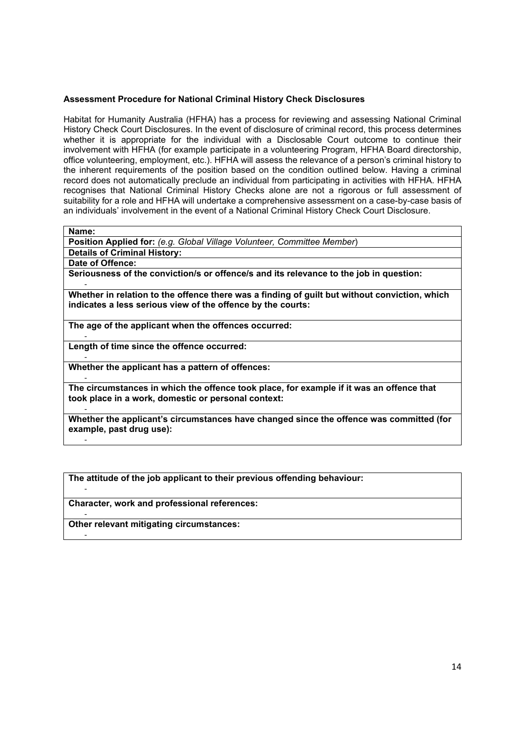**Assessment Procedure for National Criminal History Check Disclosures**

Habitat for Humanity Australia (HFHA) has a process for reviewing and assessing National Criminal History Check Court Disclosures. In the event of disclosure of criminal record, this process determines whether it is appropriate for the individual with a Disclosable Court outcome to continue their involvement with HFHA (for example participate in a volunteering Program, HFHA Board directorship, office volunteering, employment, etc.). HFHA will assess the relevance of a person's criminal history to the inherent requirements of the position based on the condition outlined below. Having a criminal record does not automatically preclude an individual from participating in activities with HFHA. HFHA recognises that National Criminal History Checks alone are not a rigorous or full assessment of suitability for a role and HFHA will undertake a comprehensive assessment on a case-by-case basis of an individuals' involvement in the event of a National Criminal History Check Court Disclosure.

| **Name:** |
|---|
| **Position Applied for:** *(e.g. Global Village Volunteer, Committee Member*) |
| **Details of Criminal History:** |
| **Date of Offence:** |
| **Seriousness of the conviction/s or offence/s and its relevance to the job in question:**<br>- |
| **Whether in relation to the offence there was a finding of guilt but without conviction, which indicates a less serious view of the offence by the courts:** |
| **The age of the applicant when the offences occurred:**<br>- |
| **Length of time since the offence occurred:**<br>- |
| **Whether the applicant has a pattern of offences:**<br>- |
| **The circumstances in which the offence took place, for example if it was an offence that took place in a work, domestic or personal context:**<br>- |
| **Whether the applicant's circumstances have changed since the offence was committed (for example, past drug use):**<br>- |

| **The attitude of the job applicant to their previous offending behaviour:**<br>- |
|---|
| **Character, work and professional references:**<br>- |
| **Other relevant mitigating circumstances:**<br>- |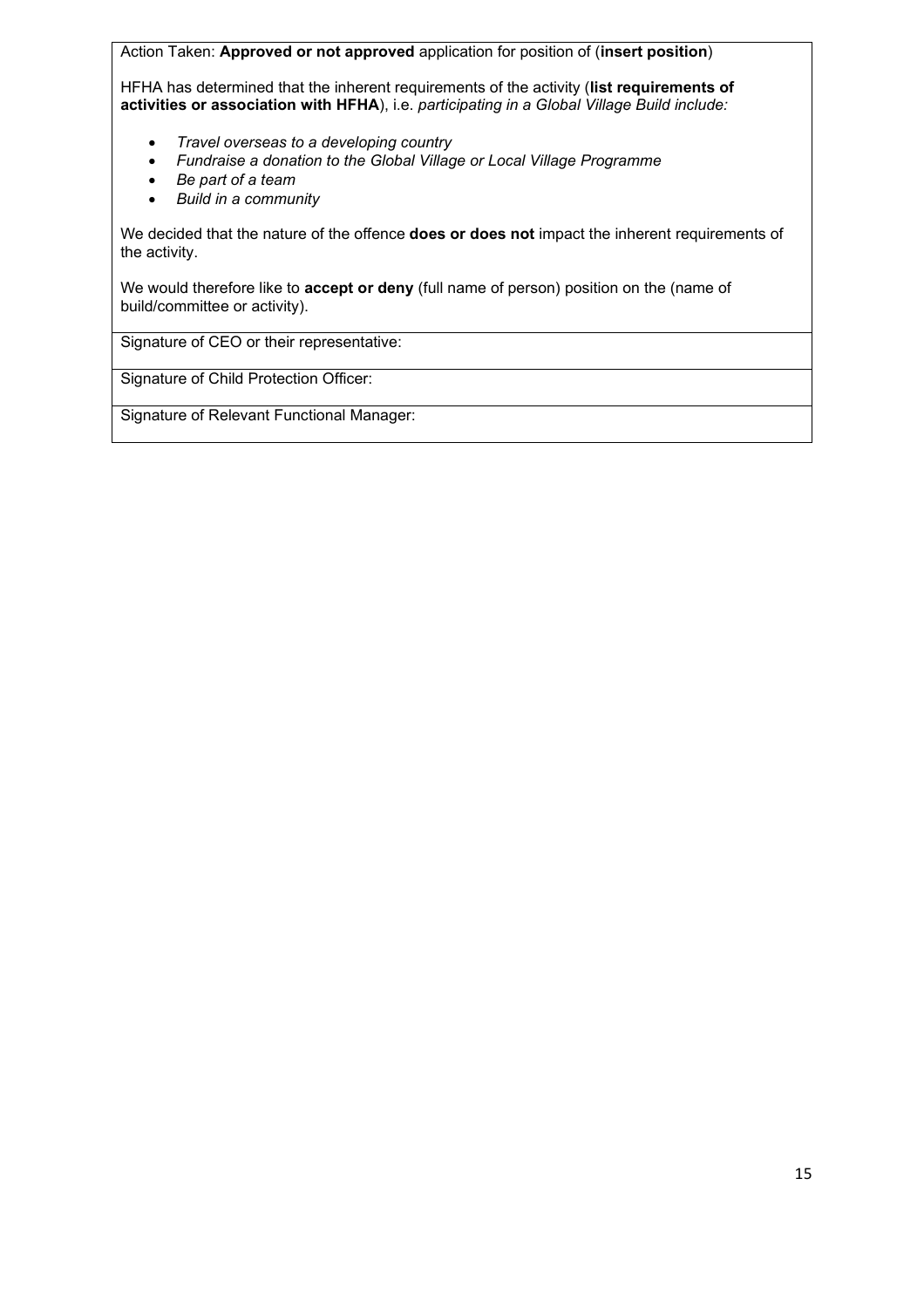| Action Taken: **Approved or not approved** application for position of (**insert position**)<br><br>HFHA has determined that the inherent requirements of the activity (**list requirements of activities or association with HFHA**), i.e. *participating in a Global Village Build include:*<br><br>• *Travel overseas to a developing country*<br>• *Fundraise a donation to the Global Village or Local Village Programme*<br>• *Be part of a team*<br>• *Build in a community*<br><br>We decided that the nature of the offence **does or does not** impact the inherent requirements of the activity.<br><br>We would therefore like to **accept or deny** (full name of person) position on the (name of build/committee or activity). |
|---|
| Signature of CEO or their representative: |
| Signature of Child Protection Officer: |
| Signature of Relevant Functional Manager: |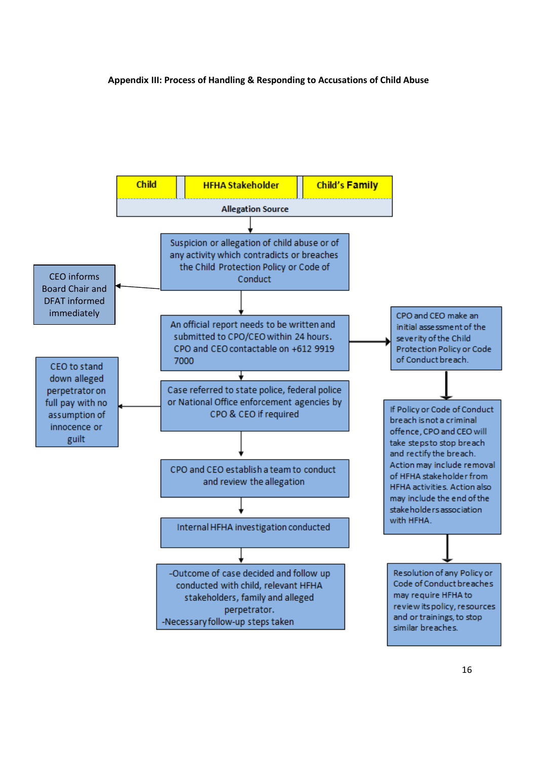**Appendix III: Process of Handling & Responding to Accusations of Child Abuse**

| Child | HFHA Stakeholder | Child's Family |
|---|---|---|
| Allegation Source | | |

↓

Suspicion or allegation of child abuse or of any activity which contradicts or breaches the Child Protection Policy or Code of Conduct

→ (left) CEO informs Board Chair and DFAT informed immediately

↓

An official report needs to be written and submitted to CPO/CEO within 24 hours. CPO and CEO contactable on +612 9919 7000

→ (right) CPO and CEO make an initial assessment of the severity of the Child Protection Policy or Code of Conduct breach.

↓ If Policy or Code of Conduct breach is not a criminal offence, CPO and CEO will take steps to stop breach and rectify the breach. Action may include removal of HFHA stakeholder from HFHA activities. Action also may include the end of the stakeholders association with HFHA.

↓ Resolution of any Policy or Code of Conduct breaches may require HFHA to review its policy, resources and or trainings, to stop similar breaches.

↓

Case referred to state police, federal police or National Office enforcement agencies by CPO & CEO if required

→ (left) CEO to stand down alleged perpetrator on full pay with no assumption of innocence or guilt

↓

CPO and CEO establish a team to conduct and review the allegation

↓

Internal HFHA investigation conducted

↓

-Outcome of case decided and follow up conducted with child, relevant HFHA stakeholders, family and alleged perpetrator.
-Necessary follow-up steps taken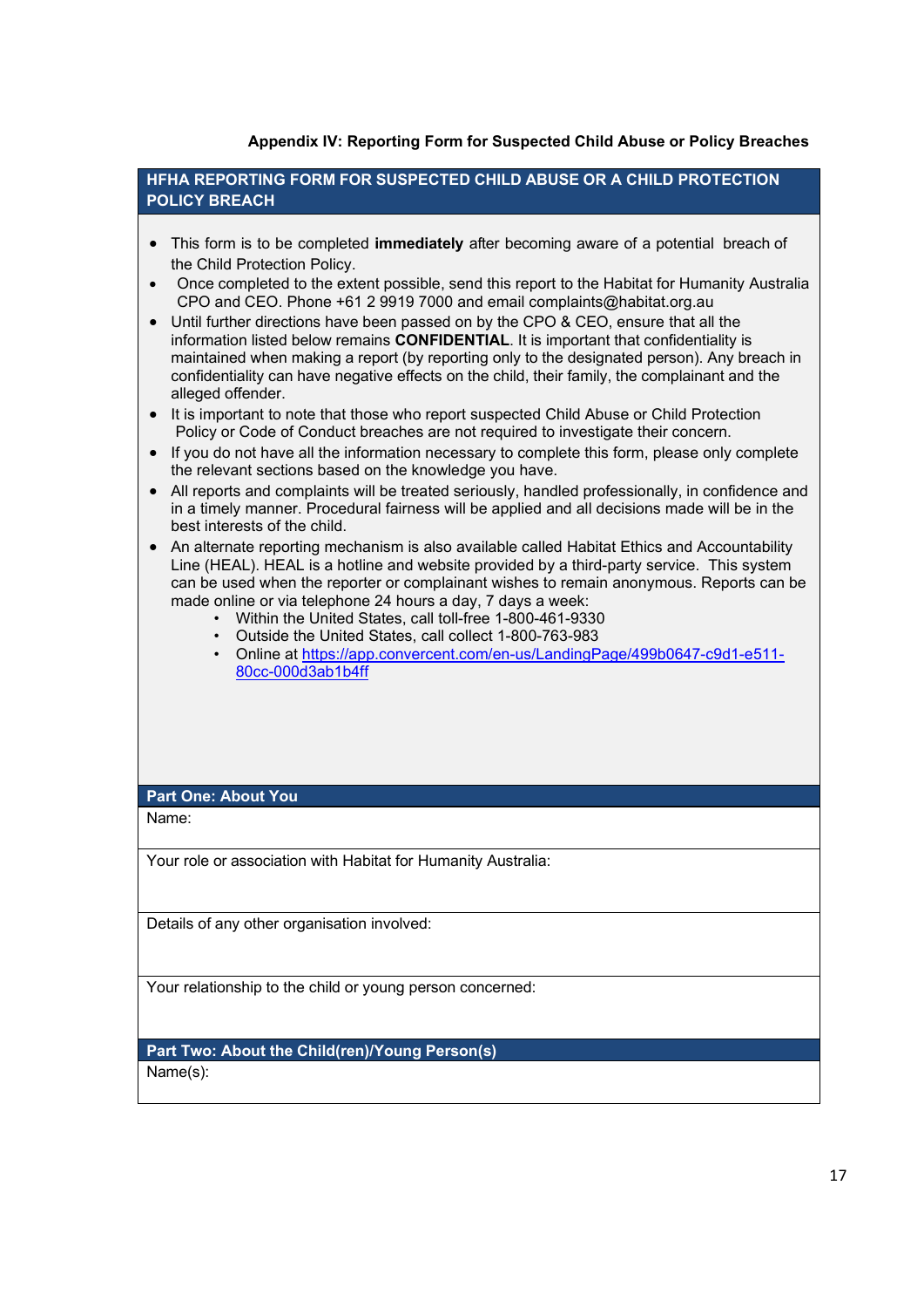**Appendix IV: Reporting Form for Suspected Child Abuse or Policy Breaches**

| HFHA REPORTING FORM FOR SUSPECTED CHILD ABUSE OR A CHILD PROTECTION POLICY BREACH |
|---|
| • This form is to be completed **immediately** after becoming aware of a potential breach of the Child Protection Policy.<br>• Once completed to the extent possible, send this report to the Habitat for Humanity Australia CPO and CEO. Phone +61 2 9919 7000 and email complaints@habitat.org.au<br>• Until further directions have been passed on by the CPO & CEO, ensure that all the information listed below remains **CONFIDENTIAL**. It is important that confidentiality is maintained when making a report (by reporting only to the designated person). Any breach in confidentiality can have negative effects on the child, their family, the complainant and the alleged offender.<br>• It is important to note that those who report suspected Child Abuse or Child Protection Policy or Code of Conduct breaches are not required to investigate their concern.<br>• If you do not have all the information necessary to complete this form, please only complete the relevant sections based on the knowledge you have.<br>• All reports and complaints will be treated seriously, handled professionally, in confidence and in a timely manner. Procedural fairness will be applied and all decisions made will be in the best interests of the child.<br>• An alternate reporting mechanism is also available called Habitat Ethics and Accountability Line (HEAL). HEAL is a hotline and website provided by a third-party service. This system can be used when the reporter or complainant wishes to remain anonymous. Reports can be made online or via telephone 24 hours a day, 7 days a week:<br>&nbsp;&nbsp;&nbsp;&nbsp;• Within the United States, call toll-free 1-800-461-9330<br>&nbsp;&nbsp;&nbsp;&nbsp;• Outside the United States, call collect 1-800-763-983<br>&nbsp;&nbsp;&nbsp;&nbsp;• Online at [https://app.convercent.com/en-us/LandingPage/499b0647-c9d1-e511-80cc-000d3ab1b4ff](https://app.convercent.com/en-us/LandingPage/499b0647-c9d1-e511-80cc-000d3ab1b4ff) |
| **Part One: About You** |
| Name: |
| Your role or association with Habitat for Humanity Australia: |
| Details of any other organisation involved: |
| Your relationship to the child or young person concerned: |
| **Part Two: About the Child(ren)/Young Person(s)** |
| Name(s): |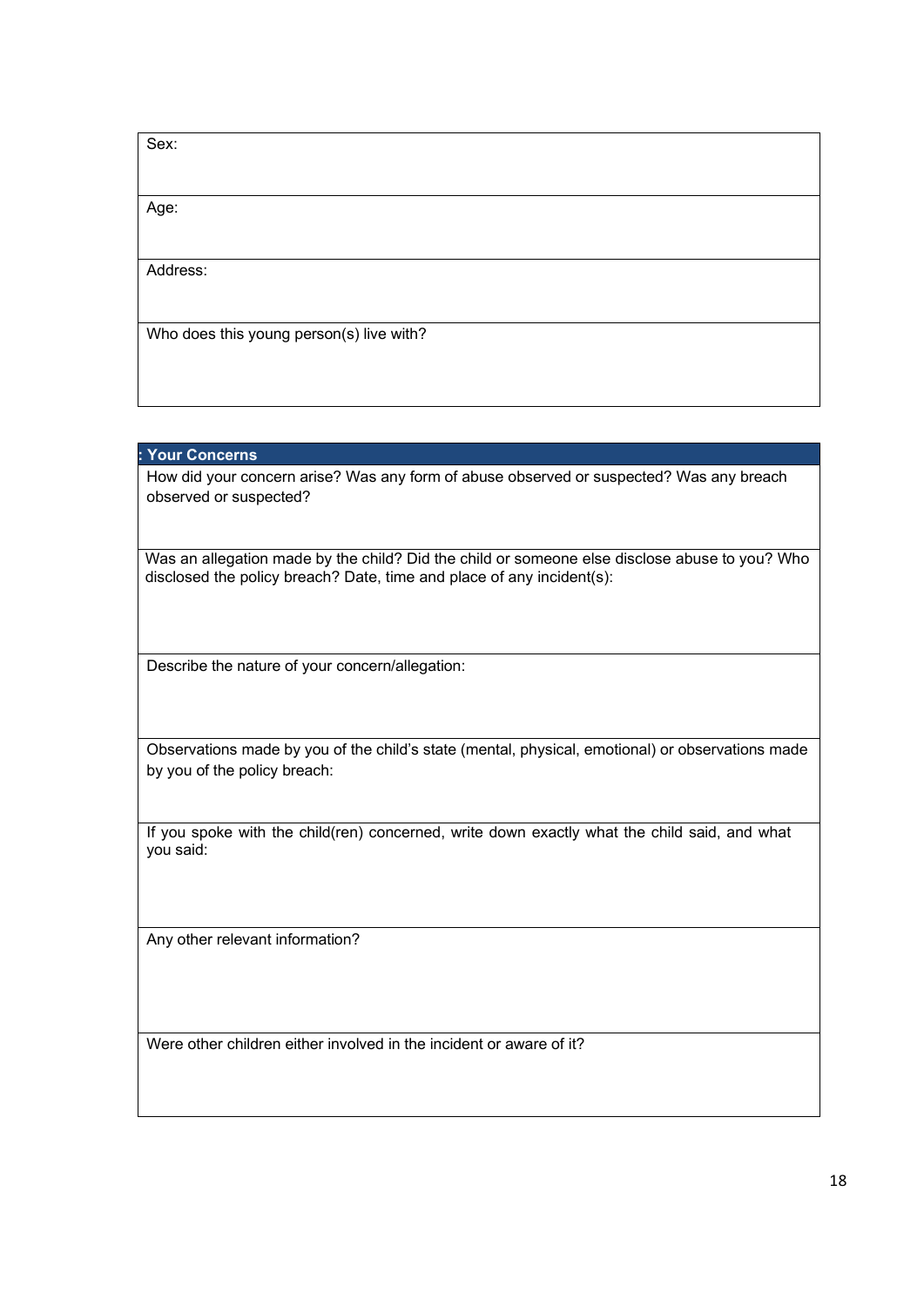| Sex: |
| --- |
| Age: |
| Address: |
| Who does this young person(s) live with? |

| : **Your Concerns** |
| --- |
| How did your concern arise? Was any form of abuse observed or suspected? Was any breach observed or suspected? |
| Was an allegation made by the child? Did the child or someone else disclose abuse to you? Who disclosed the policy breach? Date, time and place of any incident(s): |
| Describe the nature of your concern/allegation: |
| Observations made by you of the child's state (mental, physical, emotional) or observations made by you of the policy breach: |
| If you spoke with the child(ren) concerned, write down exactly what the child said, and what you said: |
| Any other relevant information? |
| Were other children either involved in the incident or aware of it? |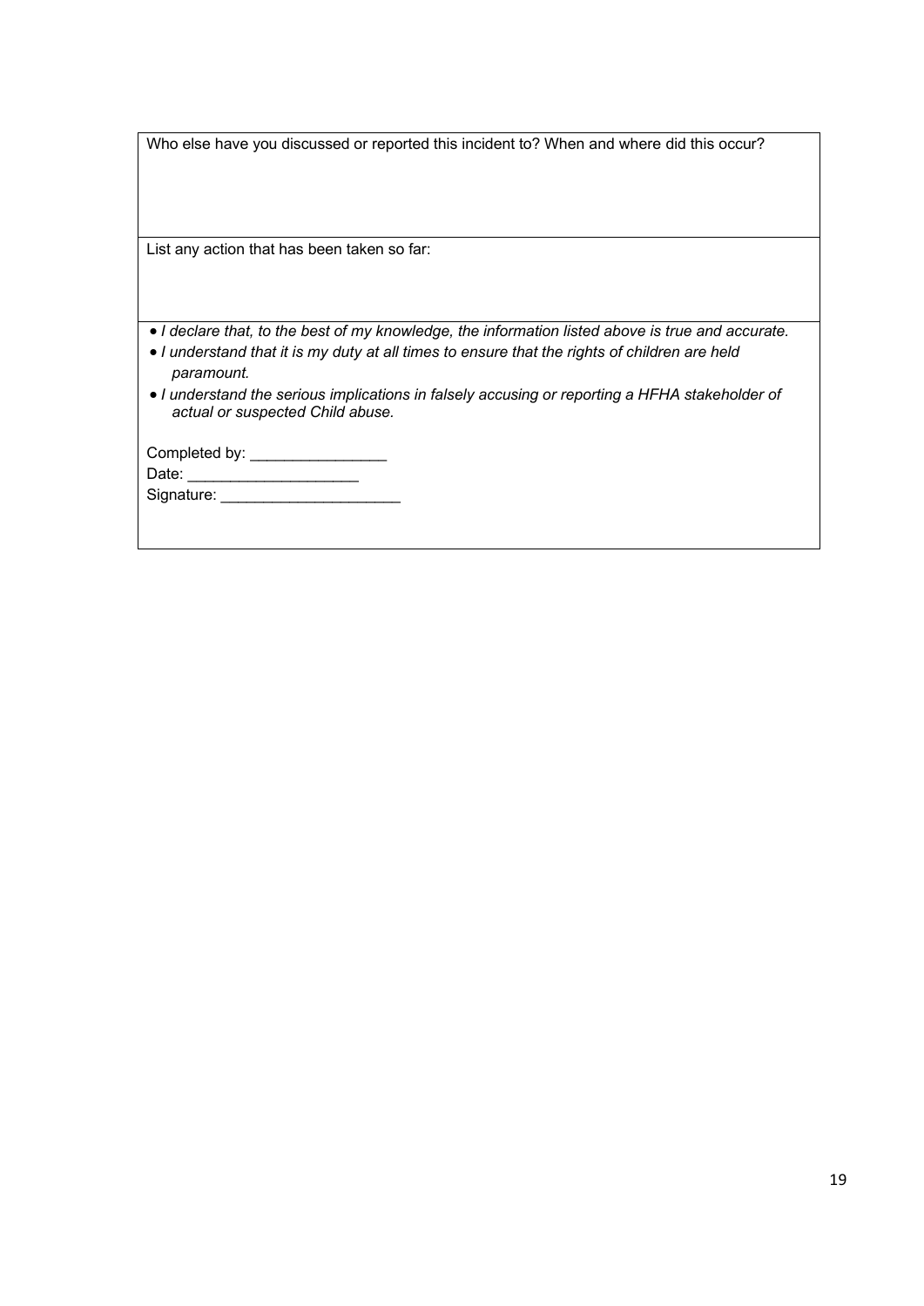| Who else have you discussed or reported this incident to? When and where did this occur? |
| --- |
| List any action that has been taken so far: |

- *I declare that, to the best of my knowledge, the information listed above is true and accurate.*
- *I understand that it is my duty at all times to ensure that the rights of children are held paramount.*
- *I understand the serious implications in falsely accusing or reporting a HFHA stakeholder of actual or suspected Child abuse.*

Completed by: ________________

Date: ____________________

Signature: _____________________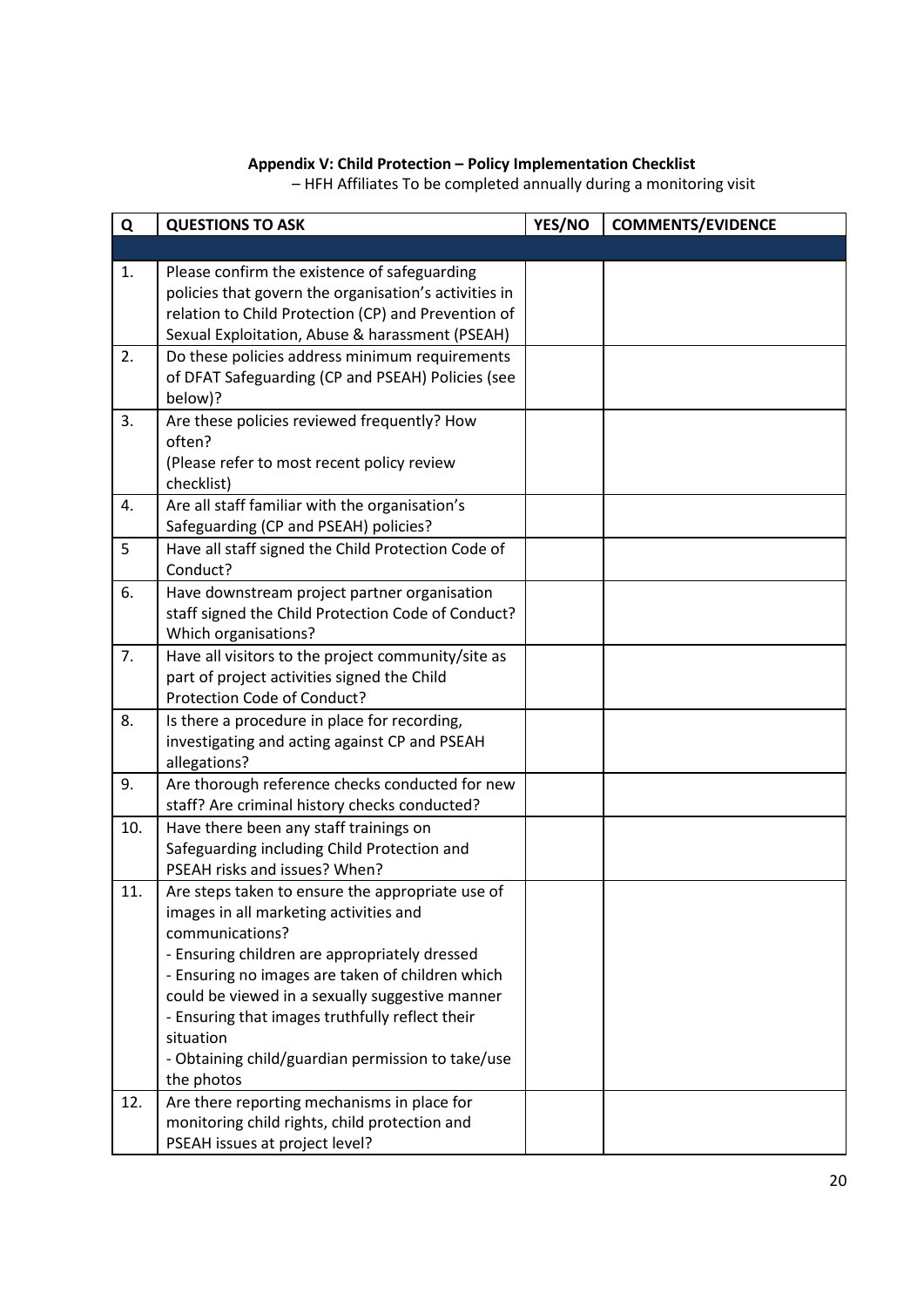**Appendix V: Child Protection – Policy Implementation Checklist**

– HFH Affiliates To be completed annually during a monitoring visit

| Q | QUESTIONS TO ASK | YES/NO | COMMENTS/EVIDENCE |
|---|---|---|---|
| | | | |
| 1. | Please confirm the existence of safeguarding policies that govern the organisation's activities in relation to Child Protection (CP) and Prevention of Sexual Exploitation, Abuse & harassment (PSEAH) | | |
| 2. | Do these policies address minimum requirements of DFAT Safeguarding (CP and PSEAH) Policies (see below)? | | |
| 3. | Are these policies reviewed frequently? How often?<br>(Please refer to most recent policy review checklist) | | |
| 4. | Are all staff familiar with the organisation's Safeguarding (CP and PSEAH) policies? | | |
| 5 | Have all staff signed the Child Protection Code of Conduct? | | |
| 6. | Have downstream project partner organisation staff signed the Child Protection Code of Conduct? Which organisations? | | |
| 7. | Have all visitors to the project community/site as part of project activities signed the Child Protection Code of Conduct? | | |
| 8. | Is there a procedure in place for recording, investigating and acting against CP and PSEAH allegations? | | |
| 9. | Are thorough reference checks conducted for new staff? Are criminal history checks conducted? | | |
| 10. | Have there been any staff trainings on Safeguarding including Child Protection and PSEAH risks and issues? When? | | |
| 11. | Are steps taken to ensure the appropriate use of images in all marketing activities and communications?<br>- Ensuring children are appropriately dressed<br>- Ensuring no images are taken of children which could be viewed in a sexually suggestive manner<br>- Ensuring that images truthfully reflect their situation<br>- Obtaining child/guardian permission to take/use the photos | | |
| 12. | Are there reporting mechanisms in place for monitoring child rights, child protection and PSEAH issues at project level? | | |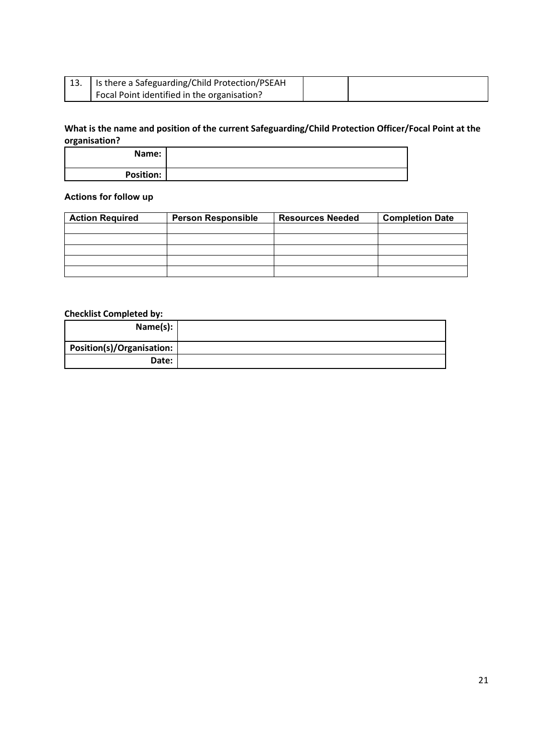| 13. | Is there a Safeguarding/Child Protection/PSEAH Focal Point identified in the organisation? | | |
|---|---|---|---|

**What is the name and position of the current Safeguarding/Child Protection Officer/Focal Point at the organisation?**

| **Name:** | |
|---|---|
| **Position:** | |

**Actions for follow up**

| Action Required | Person Responsible | Resources Needed | Completion Date |
|---|---|---|---|
| | | | |
| | | | |
| | | | |
| | | | |
| | | | |

**Checklist Completed by:**

| **Name(s):** | |
|---|---|
| **Position(s)/Organisation:** | |
| **Date:** | |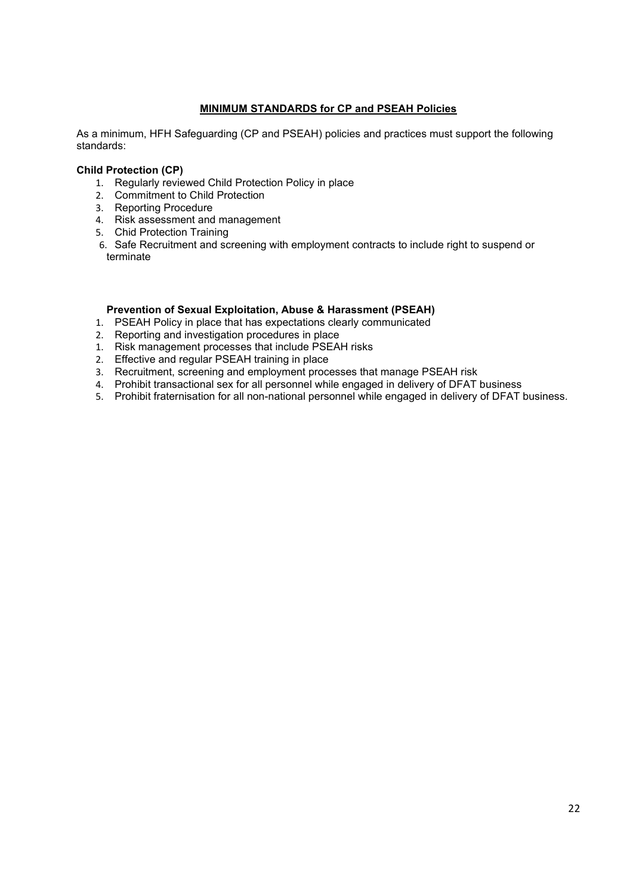**MINIMUM STANDARDS for CP and PSEAH Policies**

As a minimum, HFH Safeguarding (CP and PSEAH) policies and practices must support the following standards:

**Child Protection (CP)**

1. Regularly reviewed Child Protection Policy in place
2. Commitment to Child Protection
3. Reporting Procedure
4. Risk assessment and management
5. Chid Protection Training
6. Safe Recruitment and screening with employment contracts to include right to suspend or terminate

**Prevention of Sexual Exploitation, Abuse & Harassment (PSEAH)**

1. PSEAH Policy in place that has expectations clearly communicated
2. Reporting and investigation procedures in place
1. Risk management processes that include PSEAH risks
2. Effective and regular PSEAH training in place
3. Recruitment, screening and employment processes that manage PSEAH risk
4. Prohibit transactional sex for all personnel while engaged in delivery of DFAT business
5. Prohibit fraternisation for all non-national personnel while engaged in delivery of DFAT business.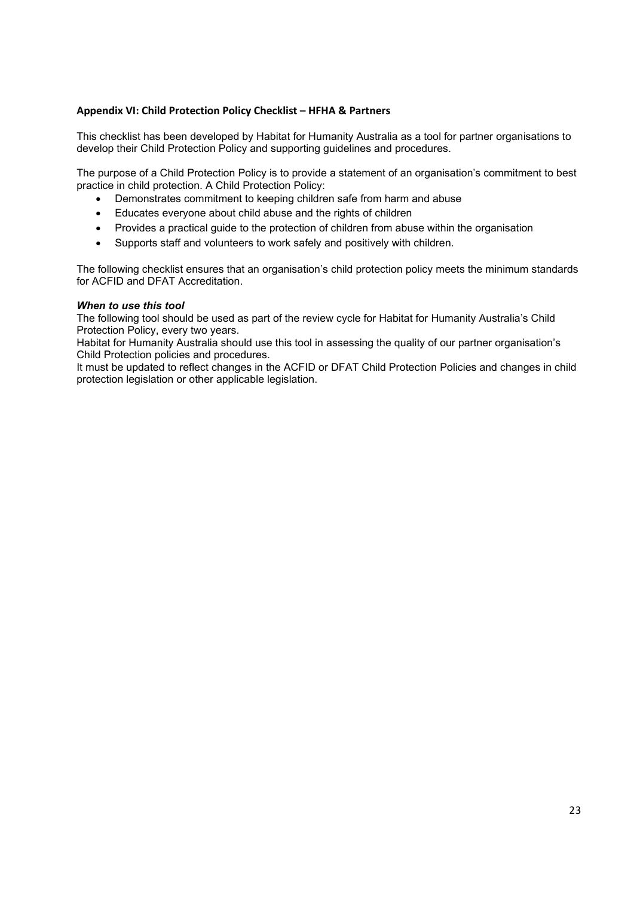## Appendix VI: Child Protection Policy Checklist – HFHA & Partners

This checklist has been developed by Habitat for Humanity Australia as a tool for partner organisations to develop their Child Protection Policy and supporting guidelines and procedures.

The purpose of a Child Protection Policy is to provide a statement of an organisation's commitment to best practice in child protection. A Child Protection Policy:

- Demonstrates commitment to keeping children safe from harm and abuse
- Educates everyone about child abuse and the rights of children
- Provides a practical guide to the protection of children from abuse within the organisation
- Supports staff and volunteers to work safely and positively with children.

The following checklist ensures that an organisation's child protection policy meets the minimum standards for ACFID and DFAT Accreditation.

***When to use this tool***

The following tool should be used as part of the review cycle for Habitat for Humanity Australia's Child Protection Policy, every two years.

Habitat for Humanity Australia should use this tool in assessing the quality of our partner organisation's Child Protection policies and procedures.

It must be updated to reflect changes in the ACFID or DFAT Child Protection Policies and changes in child protection legislation or other applicable legislation.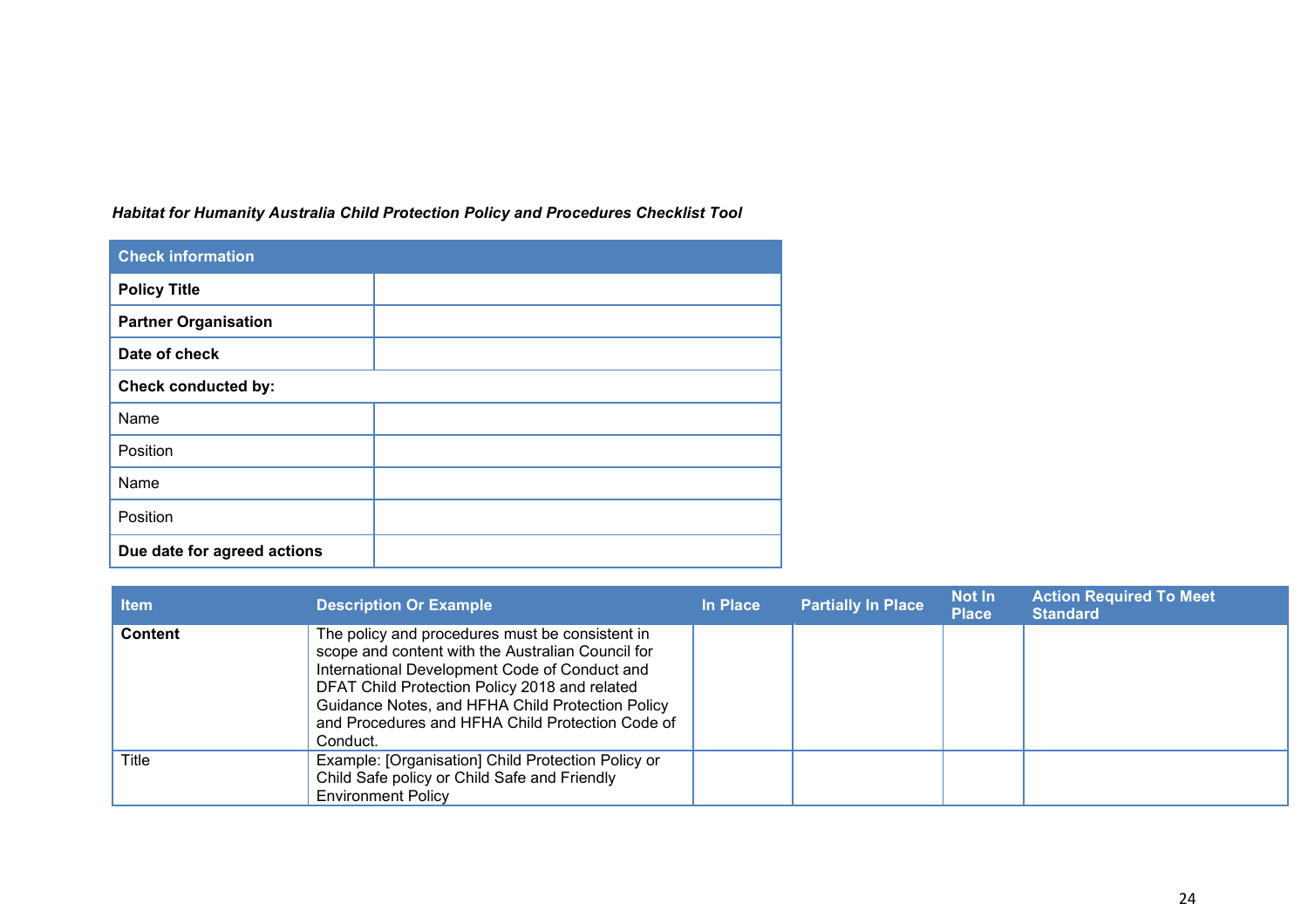*Habitat for Humanity Australia Child Protection Policy and Procedures Checklist Tool*

| Check information | |
|---|---|
| **Policy Title** | |
| **Partner Organisation** | |
| **Date of check** | |
| **Check conducted by:** | |
| Name | |
| Position | |
| Name | |
| Position | |
| **Due date for agreed actions** | |

| Item | Description Or Example | In Place | Partially In Place | Not In Place | Action Required To Meet Standard |
|---|---|---|---|---|---|
| **Content** | The policy and procedures must be consistent in scope and content with the Australian Council for International Development Code of Conduct and DFAT Child Protection Policy 2018 and related Guidance Notes, and HFHA Child Protection Policy and Procedures and HFHA Child Protection Code of Conduct. | | | | |
| Title | Example: [Organisation] Child Protection Policy or Child Safe policy or Child Safe and Friendly Environment Policy | | | | |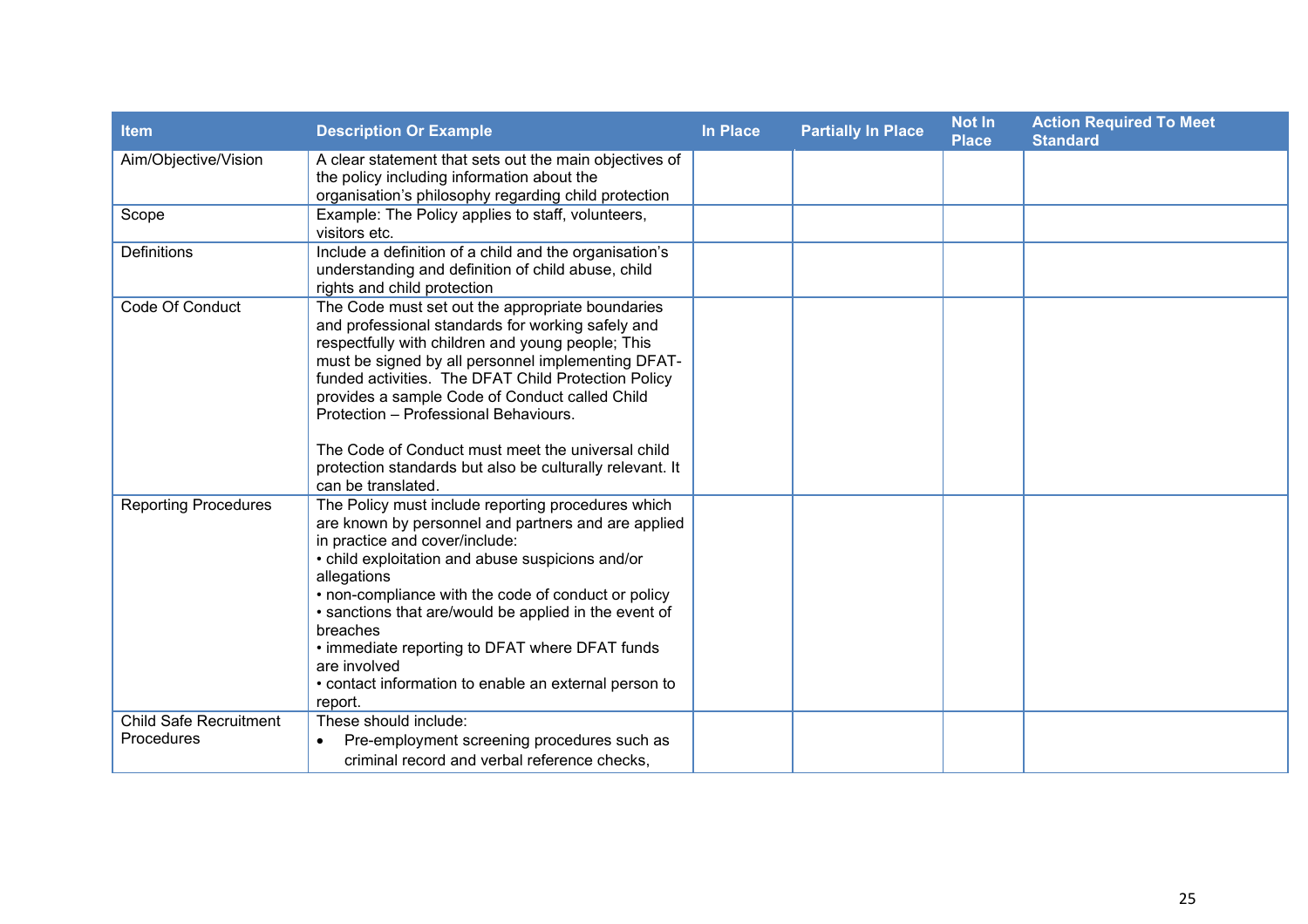| Item | Description Or Example | In Place | Partially In Place | Not In Place | Action Required To Meet Standard |
|---|---|---|---|---|---|
| Aim/Objective/Vision | A clear statement that sets out the main objectives of the policy including information about the organisation's philosophy regarding child protection | | | | |
| Scope | Example: The Policy applies to staff, volunteers, visitors etc. | | | | |
| Definitions | Include a definition of a child and the organisation's understanding and definition of child abuse, child rights and child protection | | | | |
| Code Of Conduct | The Code must set out the appropriate boundaries and professional standards for working safely and respectfully with children and young people; This must be signed by all personnel implementing DFAT-funded activities. The DFAT Child Protection Policy provides a sample Code of Conduct called Child Protection – Professional Behaviours.<br><br>The Code of Conduct must meet the universal child protection standards but also be culturally relevant. It can be translated. | | | | |
| Reporting Procedures | The Policy must include reporting procedures which are known by personnel and partners and are applied in practice and cover/include:<br>• child exploitation and abuse suspicions and/or allegations<br>• non-compliance with the code of conduct or policy<br>• sanctions that are/would be applied in the event of breaches<br>• immediate reporting to DFAT where DFAT funds are involved<br>• contact information to enable an external person to report. | | | | |
| Child Safe Recruitment Procedures | These should include:<br>• Pre-employment screening procedures such as criminal record and verbal reference checks, | | | | |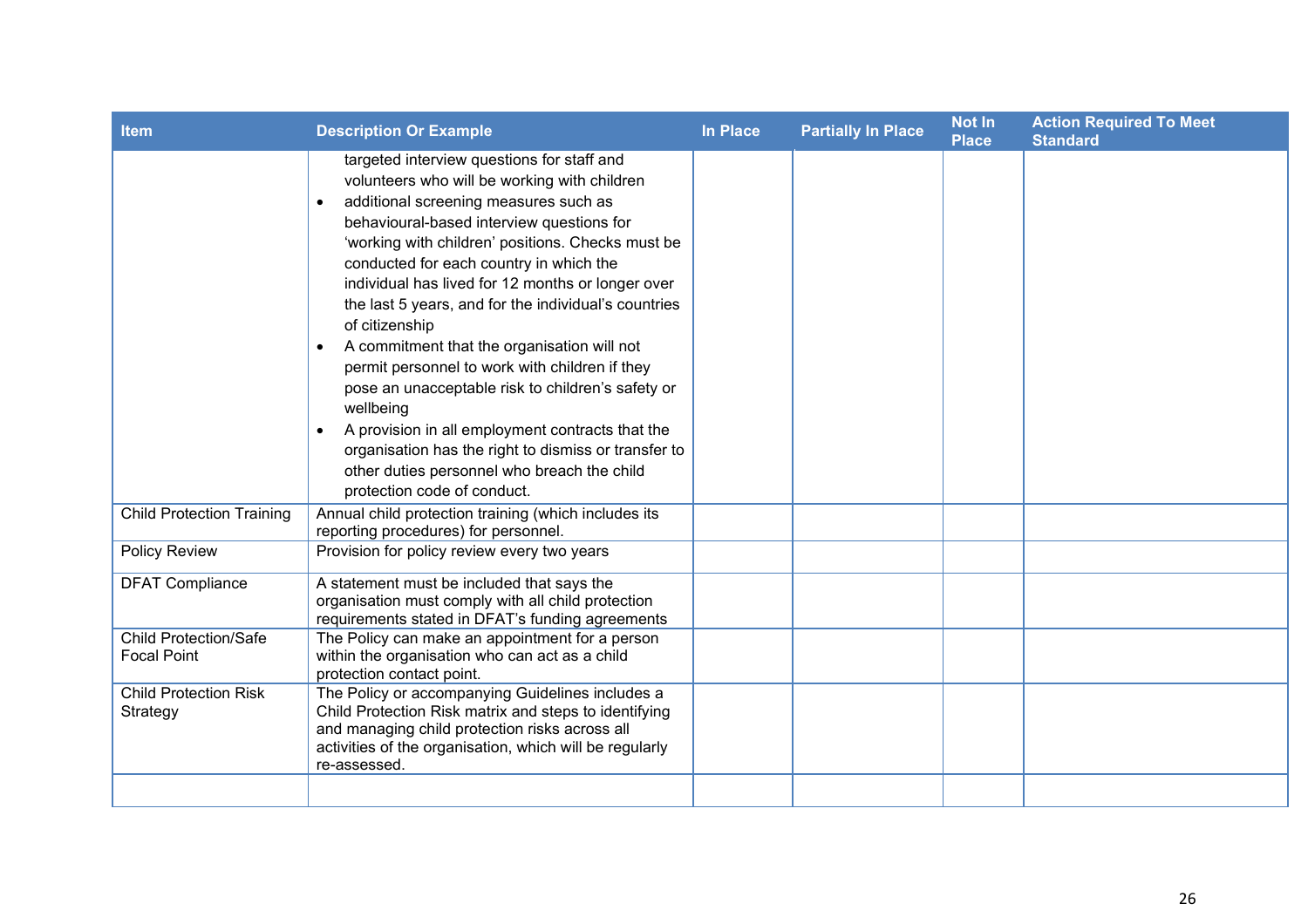| Item | Description Or Example | In Place | Partially In Place | Not In Place | Action Required To Meet Standard |
|---|---|---|---|---|---|
| | targeted interview questions for staff and volunteers who will be working with children<br>• additional screening measures such as behavioural-based interview questions for 'working with children' positions. Checks must be conducted for each country in which the individual has lived for 12 months or longer over the last 5 years, and for the individual's countries of citizenship<br>• A commitment that the organisation will not permit personnel to work with children if they pose an unacceptable risk to children's safety or wellbeing<br>• A provision in all employment contracts that the organisation has the right to dismiss or transfer to other duties personnel who breach the child protection code of conduct. | | | | |
| Child Protection Training | Annual child protection training (which includes its reporting procedures) for personnel. | | | | |
| Policy Review | Provision for policy review every two years | | | | |
| DFAT Compliance | A statement must be included that says the organisation must comply with all child protection requirements stated in DFAT's funding agreements | | | | |
| Child Protection/Safe Focal Point | The Policy can make an appointment for a person within the organisation who can act as a child protection contact point. | | | | |
| Child Protection Risk Strategy | The Policy or accompanying Guidelines includes a Child Protection Risk matrix and steps to identifying and managing child protection risks across all activities of the organisation, which will be regularly re-assessed. | | | | |
| | | | | | |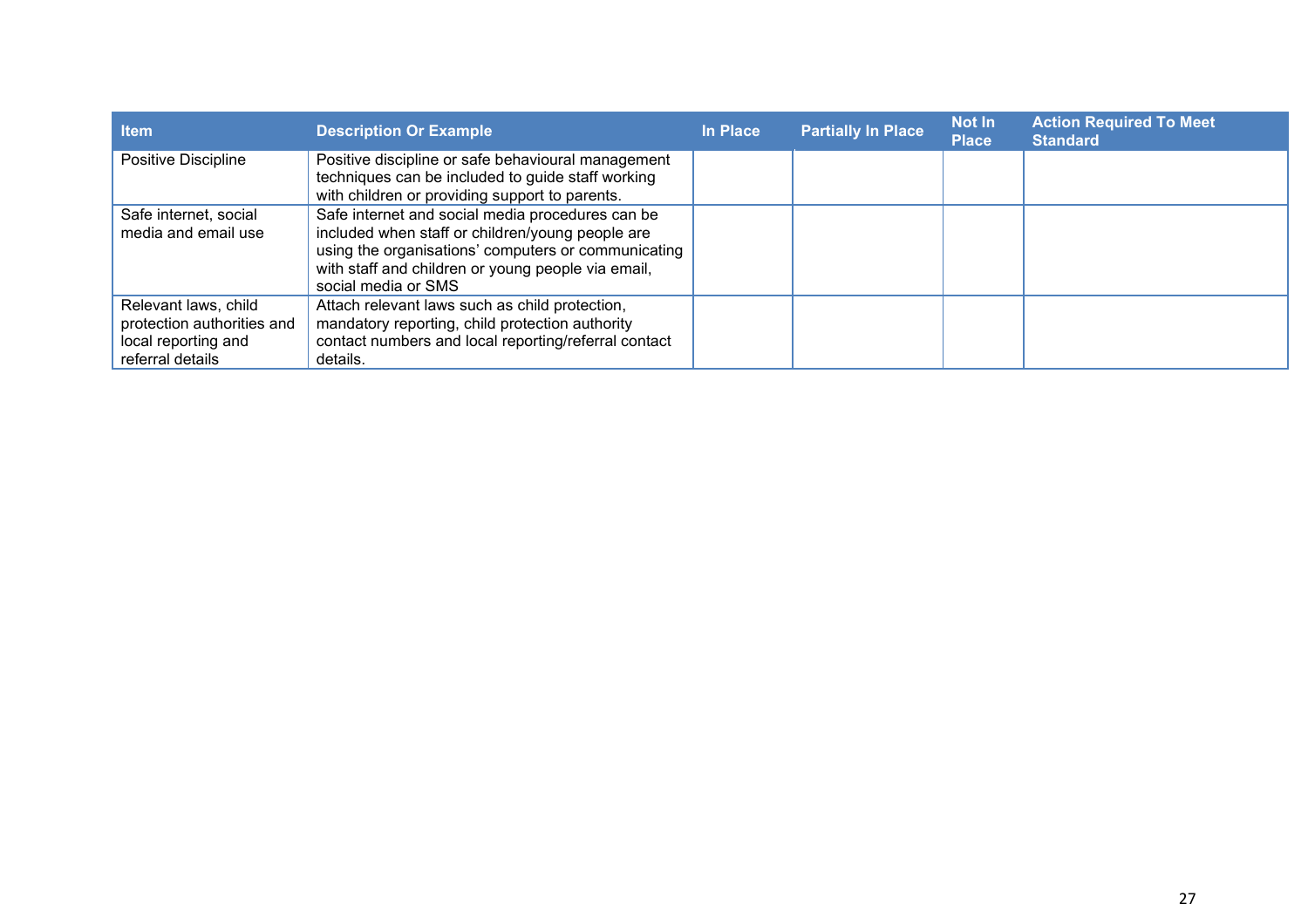| Item | Description Or Example | In Place | Partially In Place | Not In Place | Action Required To Meet Standard |
| --- | --- | --- | --- | --- | --- |
| Positive Discipline | Positive discipline or safe behavioural management techniques can be included to guide staff working with children or providing support to parents. | | | | |
| Safe internet, social media and email use | Safe internet and social media procedures can be included when staff or children/young people are using the organisations' computers or communicating with staff and children or young people via email, social media or SMS | | | | |
| Relevant laws, child protection authorities and local reporting and referral details | Attach relevant laws such as child protection, mandatory reporting, child protection authority contact numbers and local reporting/referral contact details. | | | | |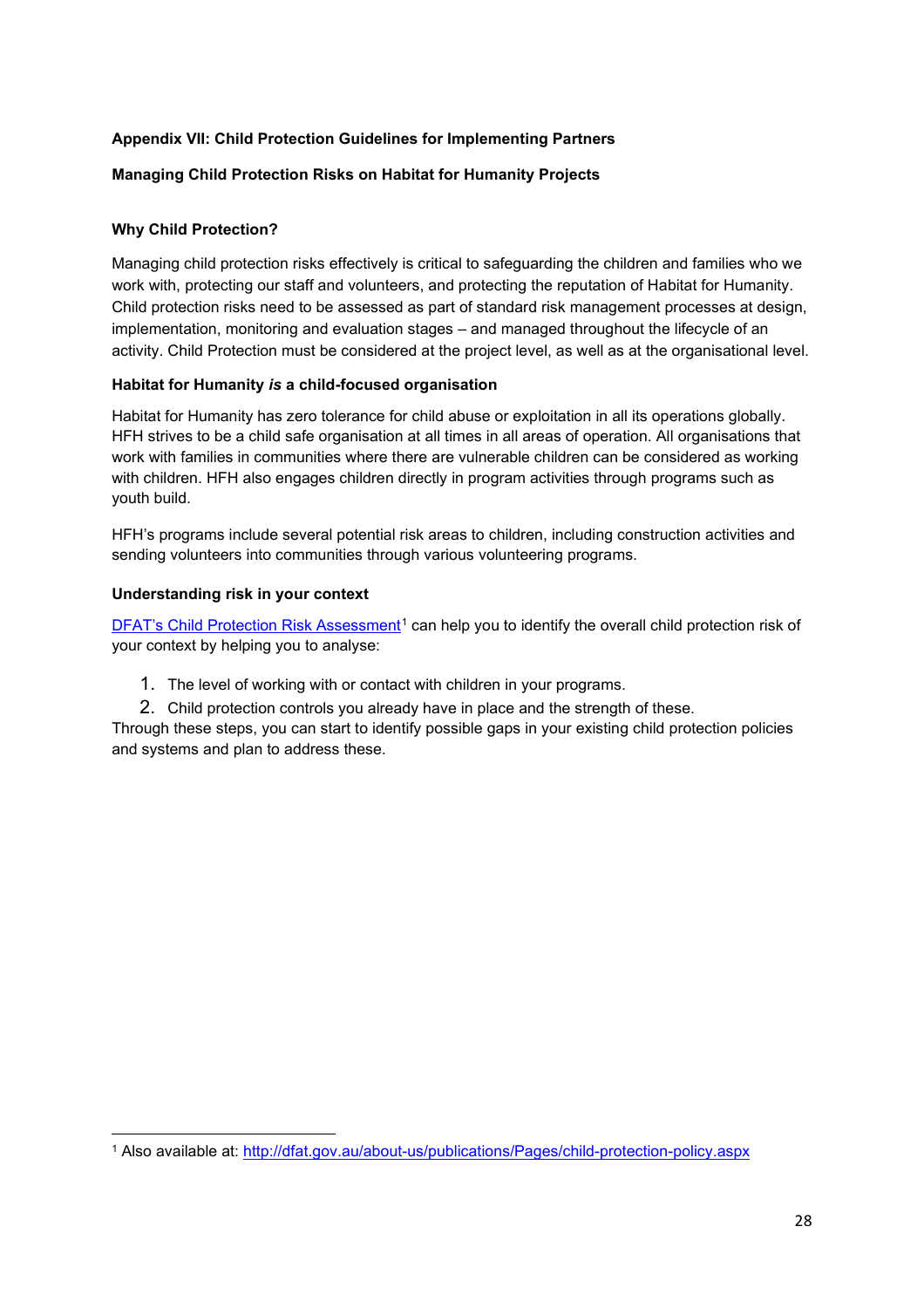**Appendix VII: Child Protection Guidelines for Implementing Partners**

**Managing Child Protection Risks on Habitat for Humanity Projects**

**Why Child Protection?**

Managing child protection risks effectively is critical to safeguarding the children and families who we work with, protecting our staff and volunteers, and protecting the reputation of Habitat for Humanity. Child protection risks need to be assessed as part of standard risk management processes at design, implementation, monitoring and evaluation stages – and managed throughout the lifecycle of an activity. Child Protection must be considered at the project level, as well as at the organisational level.

**Habitat for Humanity *is* a child-focused organisation**

Habitat for Humanity has zero tolerance for child abuse or exploitation in all its operations globally. HFH strives to be a child safe organisation at all times in all areas of operation. All organisations that work with families in communities where there are vulnerable children can be considered as working with children. HFH also engages children directly in program activities through programs such as youth build.

HFH's programs include several potential risk areas to children, including construction activities and sending volunteers into communities through various volunteering programs.

**Understanding risk in your context**

DFAT's Child Protection Risk Assessment[1] can help you to identify the overall child protection risk of your context by helping you to analyse:

1. The level of working with or contact with children in your programs.
2. Child protection controls you already have in place and the strength of these.

Through these steps, you can start to identify possible gaps in your existing child protection policies and systems and plan to address these.

[1] Also available at: http://dfat.gov.au/about-us/publications/Pages/child-protection-policy.aspx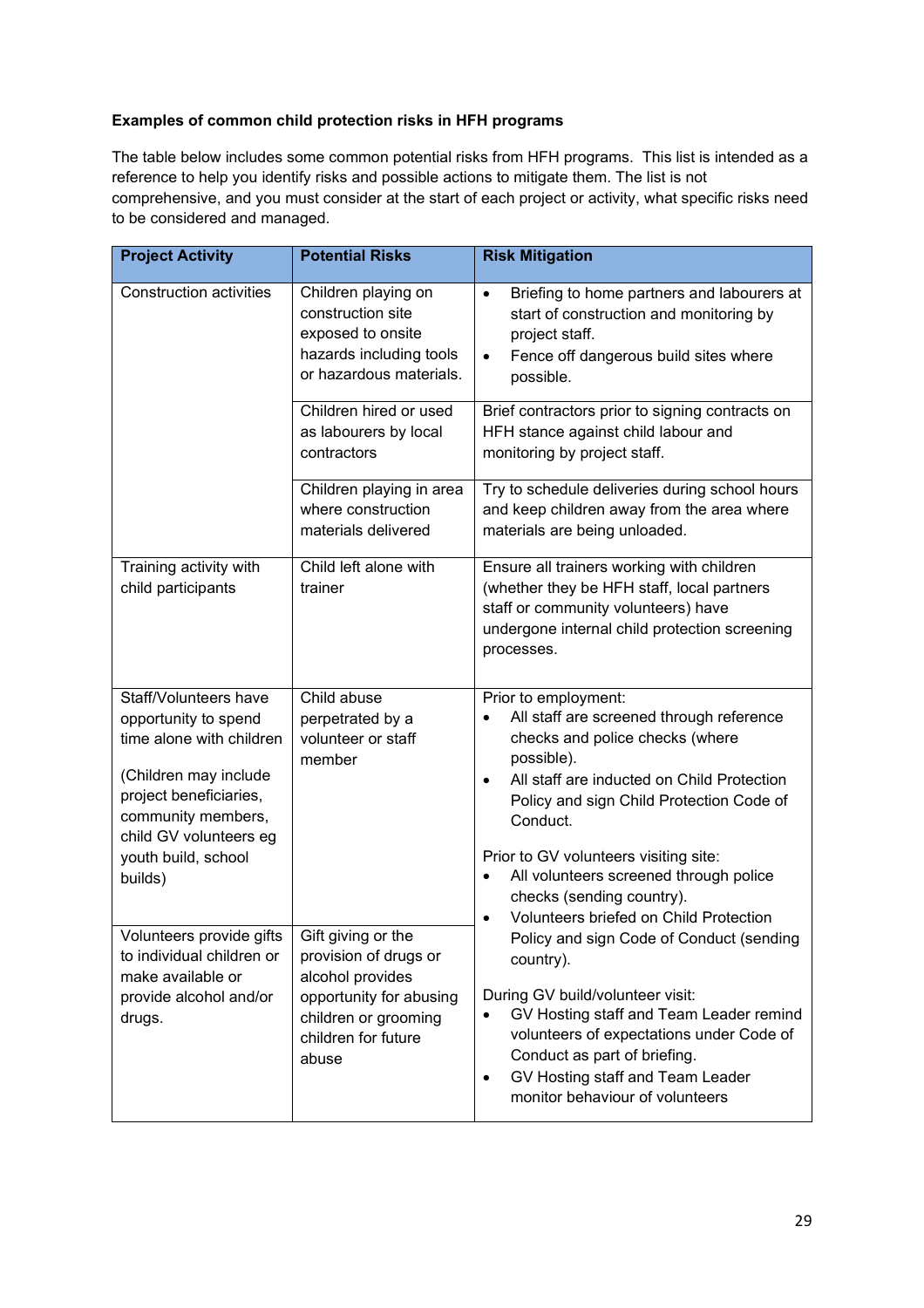**Examples of common child protection risks in HFH programs**

The table below includes some common potential risks from HFH programs. This list is intended as a reference to help you identify risks and possible actions to mitigate them. The list is not comprehensive, and you must consider at the start of each project or activity, what specific risks need to be considered and managed.

| Project Activity | Potential Risks | Risk Mitigation |
|---|---|---|
| Construction activities | Children playing on construction site exposed to onsite hazards including tools or hazardous materials. | • Briefing to home partners and labourers at start of construction and monitoring by project staff.<br>• Fence off dangerous build sites where possible. |
| | Children hired or used as labourers by local contractors | Brief contractors prior to signing contracts on HFH stance against child labour and monitoring by project staff. |
| | Children playing in area where construction materials delivered | Try to schedule deliveries during school hours and keep children away from the area where materials are being unloaded. |
| Training activity with child participants | Child left alone with trainer | Ensure all trainers working with children (whether they be HFH staff, local partners staff or community volunteers) have undergone internal child protection screening processes. |
| Staff/Volunteers have opportunity to spend time alone with children<br><br>(Children may include project beneficiaries, community members, child GV volunteers eg youth build, school builds) | Child abuse perpetrated by a volunteer or staff member | Prior to employment:<br>• All staff are screened through reference checks and police checks (where possible).<br>• All staff are inducted on Child Protection Policy and sign Child Protection Code of Conduct.<br><br>Prior to GV volunteers visiting site:<br>• All volunteers screened through police checks (sending country).<br>• Volunteers briefed on Child Protection Policy and sign Code of Conduct (sending country).<br><br>During GV build/volunteer visit:<br>• GV Hosting staff and Team Leader remind volunteers of expectations under Code of Conduct as part of briefing.<br>• GV Hosting staff and Team Leader monitor behaviour of volunteers |
| Volunteers provide gifts to individual children or make available or provide alcohol and/or drugs. | Gift giving or the provision of drugs or alcohol provides opportunity for abusing children or grooming children for future abuse | |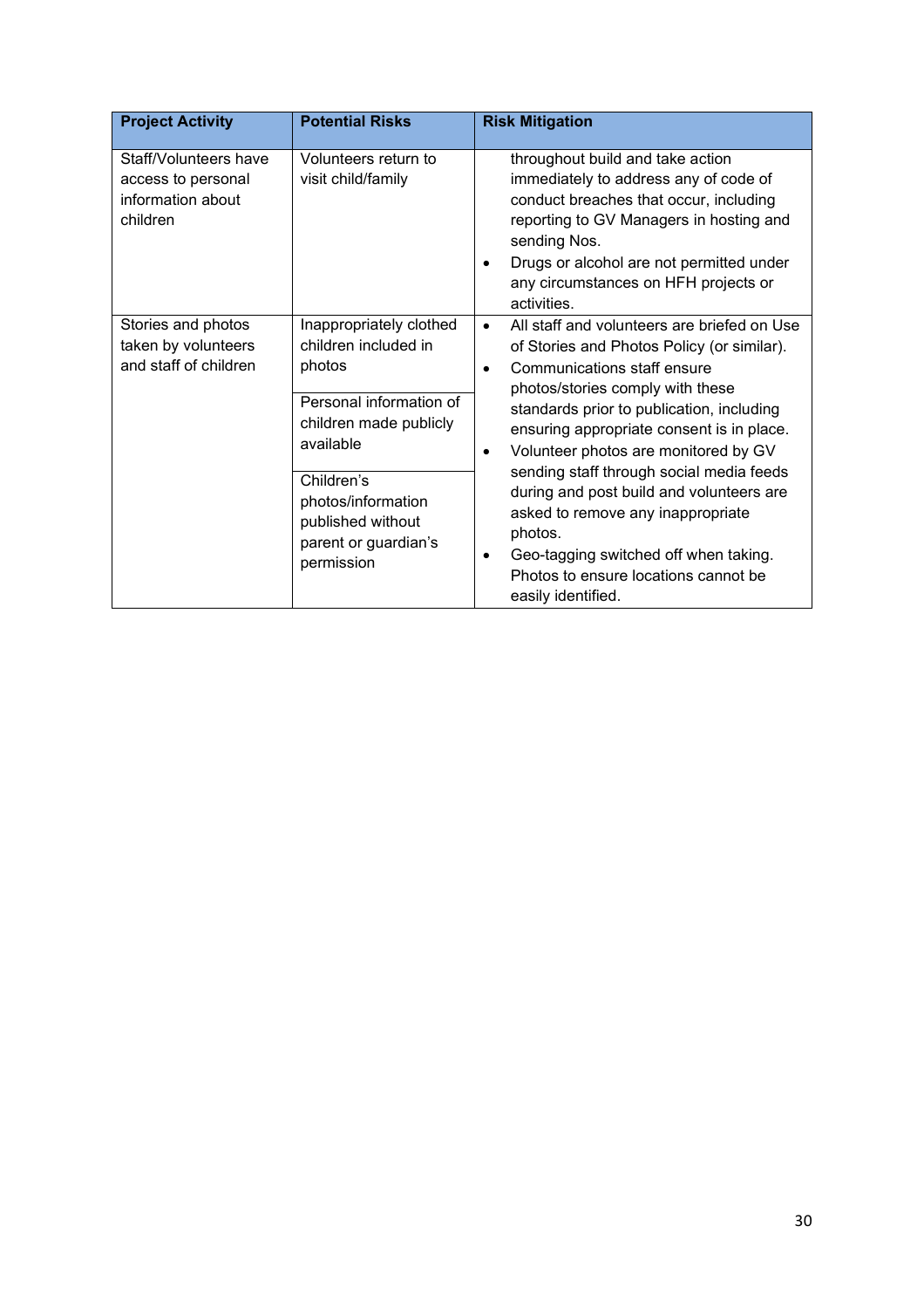| Project Activity | Potential Risks | Risk Mitigation |
|---|---|---|
| Staff/Volunteers have access to personal information about children | Volunteers return to visit child/family | throughout build and take action immediately to address any of code of conduct breaches that occur, including reporting to GV Managers in hosting and sending Nos.<br>• Drugs or alcohol are not permitted under any circumstances on HFH projects or activities. |
| Stories and photos taken by volunteers and staff of children | Inappropriately clothed children included in photos<br><br>Personal information of children made publicly available<br><br>Children's photos/information published without parent or guardian's permission | • All staff and volunteers are briefed on Use of Stories and Photos Policy (or similar).<br>• Communications staff ensure photos/stories comply with these standards prior to publication, including ensuring appropriate consent is in place.<br>• Volunteer photos are monitored by GV sending staff through social media feeds during and post build and volunteers are asked to remove any inappropriate photos.<br>• Geo-tagging switched off when taking. Photos to ensure locations cannot be easily identified. |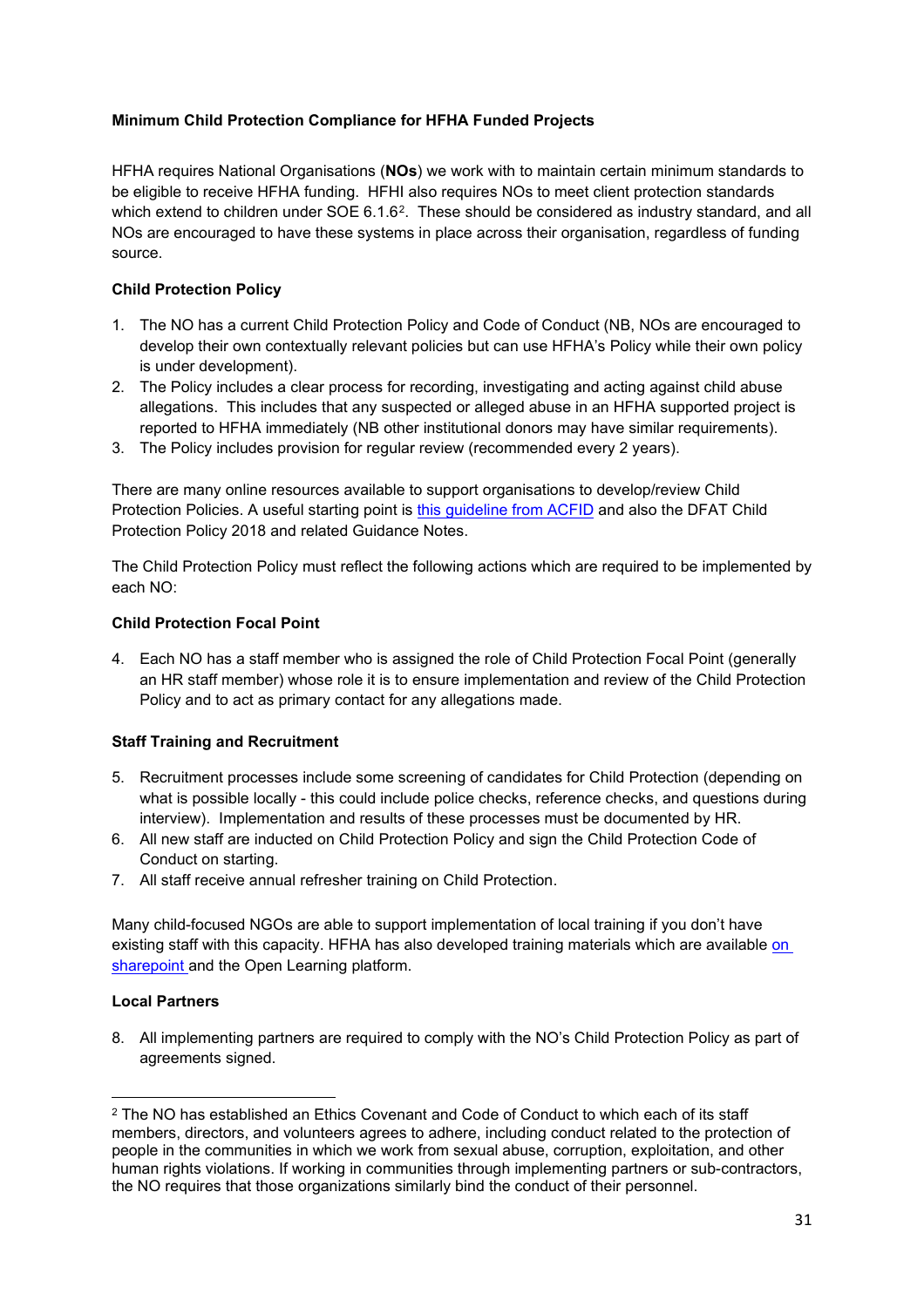**Minimum Child Protection Compliance for HFHA Funded Projects**

HFHA requires National Organisations (**NOs**) we work with to maintain certain minimum standards to be eligible to receive HFHA funding. HFHI also requires NOs to meet client protection standards which extend to children under SOE 6.1.6[2]. These should be considered as industry standard, and all NOs are encouraged to have these systems in place across their organisation, regardless of funding source.

**Child Protection Policy**

1. The NO has a current Child Protection Policy and Code of Conduct (NB, NOs are encouraged to develop their own contextually relevant policies but can use HFHA's Policy while their own policy is under development).
2. The Policy includes a clear process for recording, investigating and acting against child abuse allegations. This includes that any suspected or alleged abuse in an HFHA supported project is reported to HFHA immediately (NB other institutional donors may have similar requirements).
3. The Policy includes provision for regular review (recommended every 2 years).

There are many online resources available to support organisations to develop/review Child Protection Policies. A useful starting point is this guideline from ACFID and also the DFAT Child Protection Policy 2018 and related Guidance Notes.

The Child Protection Policy must reflect the following actions which are required to be implemented by each NO:

**Child Protection Focal Point**

4. Each NO has a staff member who is assigned the role of Child Protection Focal Point (generally an HR staff member) whose role it is to ensure implementation and review of the Child Protection Policy and to act as primary contact for any allegations made.

**Staff Training and Recruitment**

5. Recruitment processes include some screening of candidates for Child Protection (depending on what is possible locally - this could include police checks, reference checks, and questions during interview). Implementation and results of these processes must be documented by HR.
6. All new staff are inducted on Child Protection Policy and sign the Child Protection Code of Conduct on starting.
7. All staff receive annual refresher training on Child Protection.

Many child-focused NGOs are able to support implementation of local training if you don't have existing staff with this capacity. HFHA has also developed training materials which are available on sharepoint and the Open Learning platform.

**Local Partners**

8. All implementing partners are required to comply with the NO's Child Protection Policy as part of agreements signed.

---

[2] The NO has established an Ethics Covenant and Code of Conduct to which each of its staff members, directors, and volunteers agrees to adhere, including conduct related to the protection of people in the communities in which we work from sexual abuse, corruption, exploitation, and other human rights violations. If working in communities through implementing partners or sub-contractors, the NO requires that those organizations similarly bind the conduct of their personnel.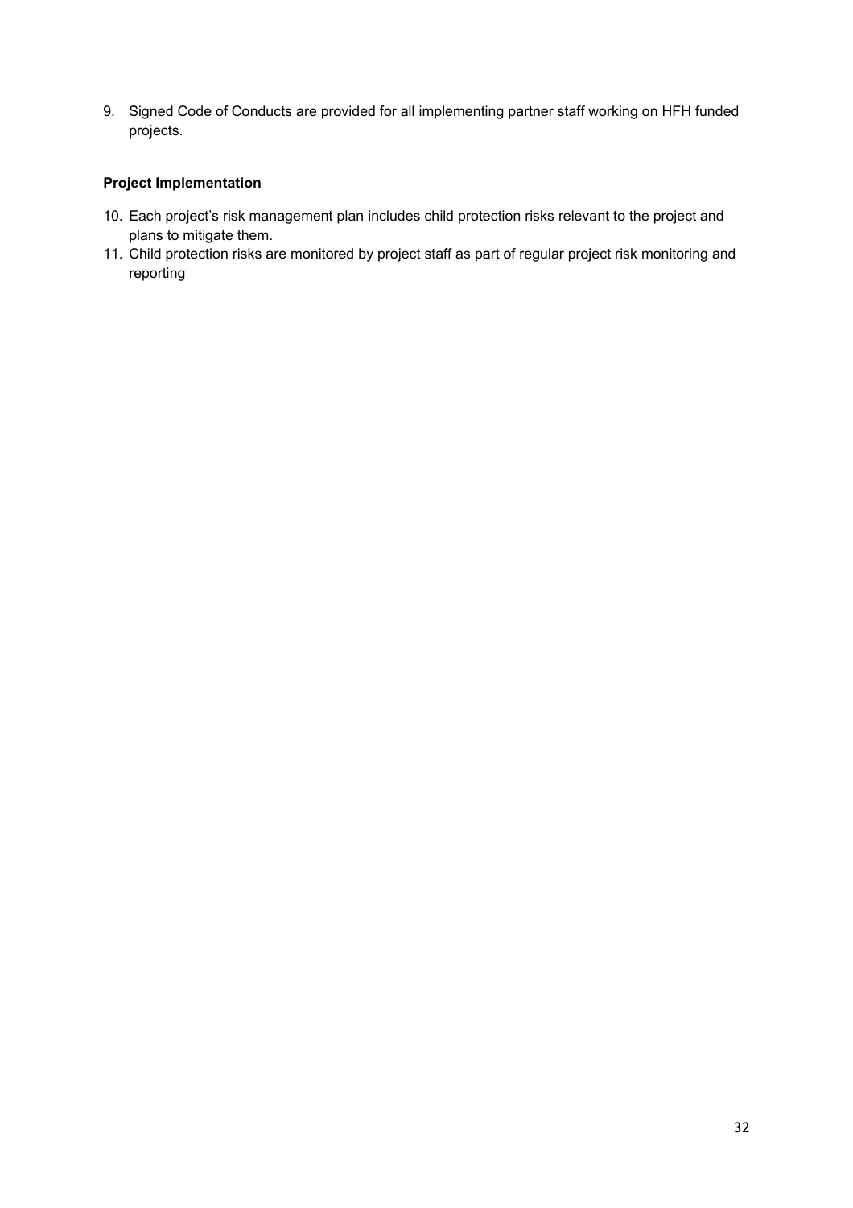9. Signed Code of Conducts are provided for all implementing partner staff working on HFH funded projects.

**Project Implementation**

10. Each project's risk management plan includes child protection risks relevant to the project and plans to mitigate them.
11. Child protection risks are monitored by project staff as part of regular project risk monitoring and reporting